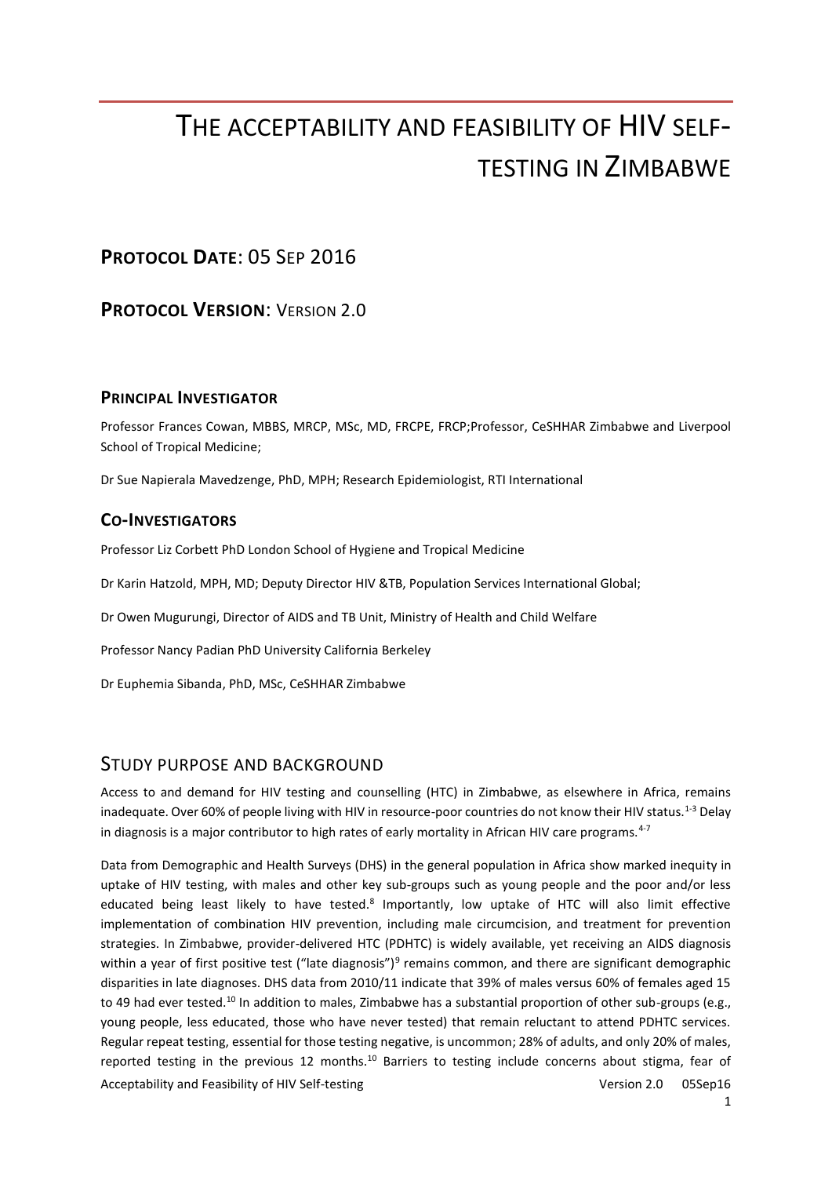# THE ACCEPTABILITY AND FEASIBILITY OF HIV SELF-TESTING IN ZIMBABWE

## PROTOCOL DATE: 05 SEP 2016

## PROTOCOL VERSION: VERSION 2.0

### PRINCIPAL INVESTIGATOR

Professor Frances Cowan, MBBS, MRCP, MSc, MD, FRCPE, FRCP;Professor, CeSHHAR Zimbabwe and Liverpool School of Tropical Medicine;

Dr Sue Napierala Mavedzenge, PhD, MPH; Research Epidemiologist, RTI International

### CO-INVESTIGATORS

Professor Liz Corbett PhD London School of Hygiene and Tropical Medicine

Dr Karin Hatzold, MPH, MD; Deputy Director HIV &TB, Population Services International Global;

Dr Owen Mugurungi, Director of AIDS and TB Unit, Ministry of Health and Child Welfare

Professor Nancy Padian PhD University California Berkeley

Dr Euphemia Sibanda, PhD, MSc, CeSHHAR Zimbabwe

## STUDY PURPOSE AND BACKGROUND

Access to and demand for HIV testing and counselling (HTC) in Zimbabwe, as elsewhere in Africa, remains inadequate. Over 60% of people living with HIV in resource-poor countries do not know their HIV status.[1-3] Delay in diagnosis is a major contributor to high rates of early mortality in African HIV care programs.[4-7]

Data from Demographic and Health Surveys (DHS) in the general population in Africa show marked inequity in uptake of HIV testing, with males and other key sub-groups such as young people and the poor and/or less educated being least likely to have tested.[8] Importantly, low uptake of HTC will also limit effective implementation of combination HIV prevention, including male circumcision, and treatment for prevention strategies. In Zimbabwe, provider-delivered HTC (PDHTC) is widely available, yet receiving an AIDS diagnosis within a year of first positive test ("late diagnosis")[9] remains common, and there are significant demographic disparities in late diagnoses. DHS data from 2010/11 indicate that 39% of males versus 60% of females aged 15 to 49 had ever tested.[10] In addition to males, Zimbabwe has a substantial proportion of other sub-groups (e.g., young people, less educated, those who have never tested) that remain reluctant to attend PDHTC services. Regular repeat testing, essential for those testing negative, is uncommon; 28% of adults, and only 20% of males, reported testing in the previous 12 months.[10] Barriers to testing include concerns about stigma, fear of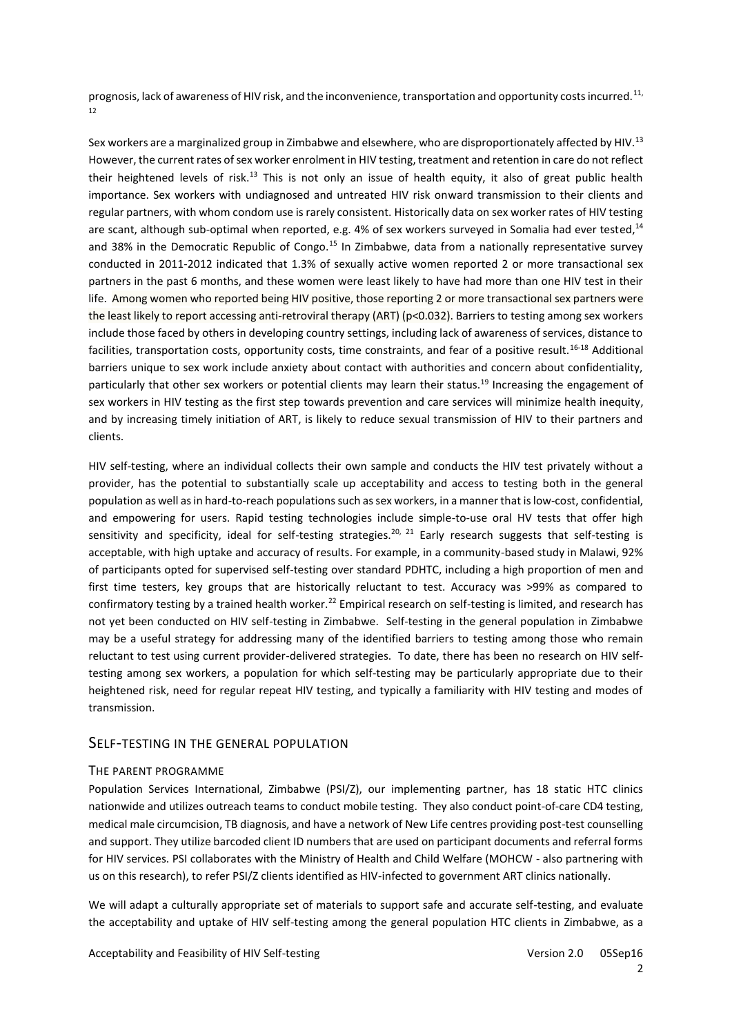prognosis, lack of awareness of HIV risk, and the inconvenience, transportation and opportunity costs incurred.[11, 12]

Sex workers are a marginalized group in Zimbabwe and elsewhere, who are disproportionately affected by HIV.[13] However, the current rates of sex worker enrolment in HIV testing, treatment and retention in care do not reflect their heightened levels of risk.[13] This is not only an issue of health equity, it also of great public health importance. Sex workers with undiagnosed and untreated HIV risk onward transmission to their clients and regular partners, with whom condom use is rarely consistent. Historically data on sex worker rates of HIV testing are scant, although sub-optimal when reported, e.g. 4% of sex workers surveyed in Somalia had ever tested,[14] and 38% in the Democratic Republic of Congo.[15] In Zimbabwe, data from a nationally representative survey conducted in 2011-2012 indicated that 1.3% of sexually active women reported 2 or more transactional sex partners in the past 6 months, and these women were least likely to have had more than one HIV test in their life. Among women who reported being HIV positive, those reporting 2 or more transactional sex partners were the least likely to report accessing anti-retroviral therapy (ART) ($p<0.032$). Barriers to testing among sex workers include those faced by others in developing country settings, including lack of awareness of services, distance to facilities, transportation costs, opportunity costs, time constraints, and fear of a positive result.[16-18] Additional barriers unique to sex work include anxiety about contact with authorities and concern about confidentiality, particularly that other sex workers or potential clients may learn their status.[19] Increasing the engagement of sex workers in HIV testing as the first step towards prevention and care services will minimize health inequity, and by increasing timely initiation of ART, is likely to reduce sexual transmission of HIV to their partners and clients.

HIV self-testing, where an individual collects their own sample and conducts the HIV test privately without a provider, has the potential to substantially scale up acceptability and access to testing both in the general population as well as in hard-to-reach populations such as sex workers, in a manner that is low-cost, confidential, and empowering for users. Rapid testing technologies include simple-to-use oral HV tests that offer high sensitivity and specificity, ideal for self-testing strategies.[20, 21] Early research suggests that self-testing is acceptable, with high uptake and accuracy of results. For example, in a community-based study in Malawi, 92% of participants opted for supervised self-testing over standard PDHTC, including a high proportion of men and first time testers, key groups that are historically reluctant to test. Accuracy was >99% as compared to confirmatory testing by a trained health worker.[22] Empirical research on self-testing is limited, and research has not yet been conducted on HIV self-testing in Zimbabwe. Self-testing in the general population in Zimbabwe may be a useful strategy for addressing many of the identified barriers to testing among those who remain reluctant to test using current provider-delivered strategies. To date, there has been no research on HIV self-testing among sex workers, a population for which self-testing may be particularly appropriate due to their heightened risk, need for regular repeat HIV testing, and typically a familiarity with HIV testing and modes of transmission.

## Self-testing in the general population

### The parent programme

Population Services International, Zimbabwe (PSI/Z), our implementing partner, has 18 static HTC clinics nationwide and utilizes outreach teams to conduct mobile testing. They also conduct point-of-care CD4 testing, medical male circumcision, TB diagnosis, and have a network of New Life centres providing post-test counselling and support. They utilize barcoded client ID numbers that are used on participant documents and referral forms for HIV services. PSI collaborates with the Ministry of Health and Child Welfare (MOHCW - also partnering with us on this research), to refer PSI/Z clients identified as HIV-infected to government ART clinics nationally.

We will adapt a culturally appropriate set of materials to support safe and accurate self-testing, and evaluate the acceptability and uptake of HIV self-testing among the general population HTC clients in Zimbabwe, as a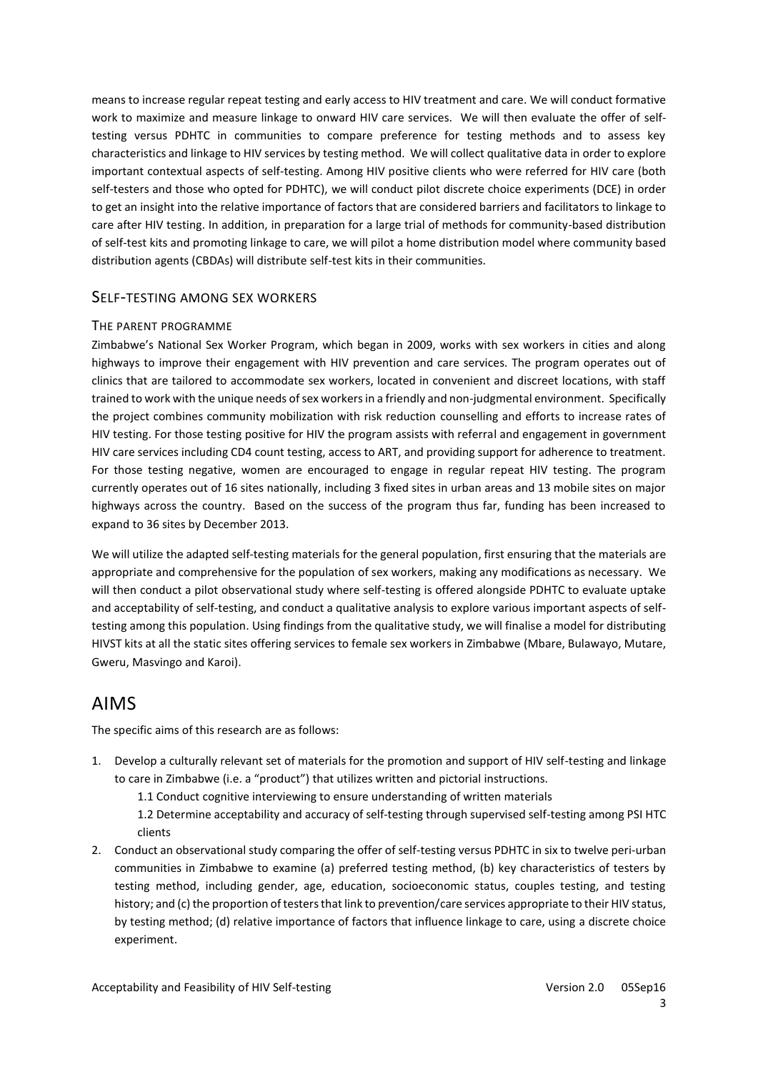means to increase regular repeat testing and early access to HIV treatment and care. We will conduct formative work to maximize and measure linkage to onward HIV care services. We will then evaluate the offer of self-testing versus PDHTC in communities to compare preference for testing methods and to assess key characteristics and linkage to HIV services by testing method. We will collect qualitative data in order to explore important contextual aspects of self-testing. Among HIV positive clients who were referred for HIV care (both self-testers and those who opted for PDHTC), we will conduct pilot discrete choice experiments (DCE) in order to get an insight into the relative importance of factors that are considered barriers and facilitators to linkage to care after HIV testing. In addition, in preparation for a large trial of methods for community-based distribution of self-test kits and promoting linkage to care, we will pilot a home distribution model where community based distribution agents (CBDAs) will distribute self-test kits in their communities.

## SELF-TESTING AMONG SEX WORKERS

### THE PARENT PROGRAMME

Zimbabwe's National Sex Worker Program, which began in 2009, works with sex workers in cities and along highways to improve their engagement with HIV prevention and care services. The program operates out of clinics that are tailored to accommodate sex workers, located in convenient and discreet locations, with staff trained to work with the unique needs of sex workers in a friendly and non-judgmental environment. Specifically the project combines community mobilization with risk reduction counselling and efforts to increase rates of HIV testing. For those testing positive for HIV the program assists with referral and engagement in government HIV care services including CD4 count testing, access to ART, and providing support for adherence to treatment. For those testing negative, women are encouraged to engage in regular repeat HIV testing. The program currently operates out of 16 sites nationally, including 3 fixed sites in urban areas and 13 mobile sites on major highways across the country. Based on the success of the program thus far, funding has been increased to expand to 36 sites by December 2013.

We will utilize the adapted self-testing materials for the general population, first ensuring that the materials are appropriate and comprehensive for the population of sex workers, making any modifications as necessary. We will then conduct a pilot observational study where self-testing is offered alongside PDHTC to evaluate uptake and acceptability of self-testing, and conduct a qualitative analysis to explore various important aspects of self-testing among this population. Using findings from the qualitative study, we will finalise a model for distributing HIVST kits at all the static sites offering services to female sex workers in Zimbabwe (Mbare, Bulawayo, Mutare, Gweru, Masvingo and Karoi).

# AIMS

The specific aims of this research are as follows:

1. Develop a culturally relevant set of materials for the promotion and support of HIV self-testing and linkage to care in Zimbabwe (i.e. a "product") that utilizes written and pictorial instructions.
    - 1.1 Conduct cognitive interviewing to ensure understanding of written materials
    - 1.2 Determine acceptability and accuracy of self-testing through supervised self-testing among PSI HTC clients
2. Conduct an observational study comparing the offer of self-testing versus PDHTC in six to twelve peri-urban communities in Zimbabwe to examine (a) preferred testing method, (b) key characteristics of testers by testing method, including gender, age, education, socioeconomic status, couples testing, and testing history; and (c) the proportion of testers that link to prevention/care services appropriate to their HIV status, by testing method; (d) relative importance of factors that influence linkage to care, using a discrete choice experiment.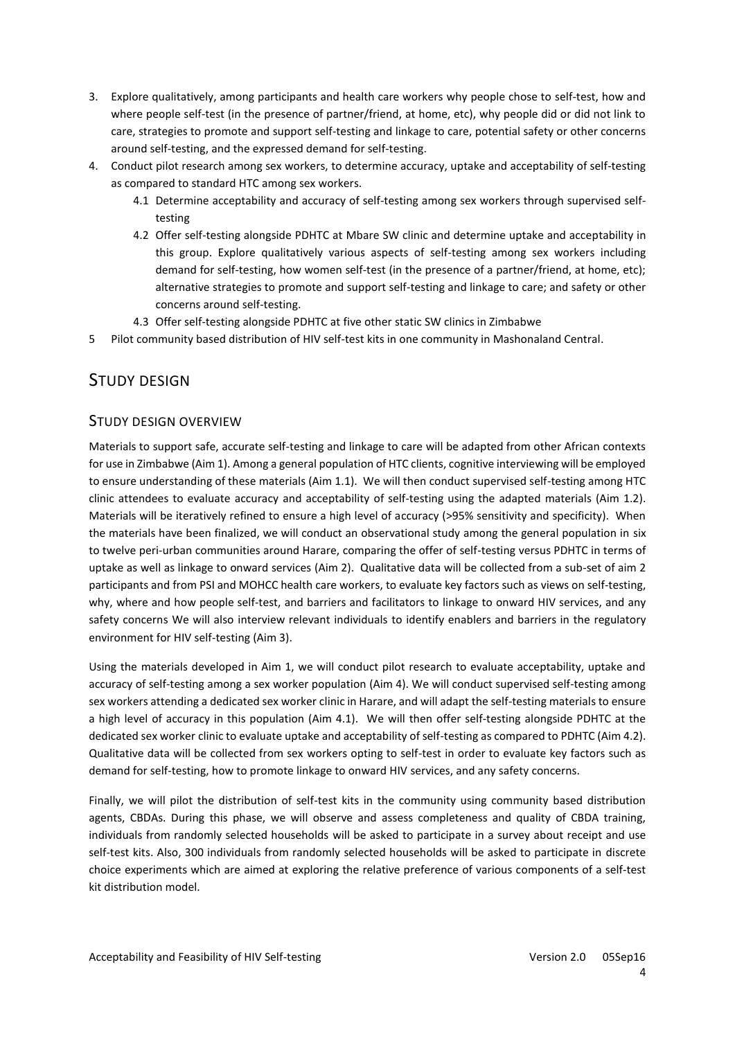3. Explore qualitatively, among participants and health care workers why people chose to self-test, how and where people self-test (in the presence of partner/friend, at home, etc), why people did or did not link to care, strategies to promote and support self-testing and linkage to care, potential safety or other concerns around self-testing, and the expressed demand for self-testing.
4. Conduct pilot research among sex workers, to determine accuracy, uptake and acceptability of self-testing as compared to standard HTC among sex workers.
   - 4.1 Determine acceptability and accuracy of self-testing among sex workers through supervised self-testing
   - 4.2 Offer self-testing alongside PDHTC at Mbare SW clinic and determine uptake and acceptability in this group. Explore qualitatively various aspects of self-testing among sex workers including demand for self-testing, how women self-test (in the presence of a partner/friend, at home, etc); alternative strategies to promote and support self-testing and linkage to care; and safety or other concerns around self-testing.
   - 4.3 Offer self-testing alongside PDHTC at five other static SW clinics in Zimbabwe
5. Pilot community based distribution of HIV self-test kits in one community in Mashonaland Central.

# Study Design

## Study Design Overview

Materials to support safe, accurate self-testing and linkage to care will be adapted from other African contexts for use in Zimbabwe (Aim 1). Among a general population of HTC clients, cognitive interviewing will be employed to ensure understanding of these materials (Aim 1.1). We will then conduct supervised self-testing among HTC clinic attendees to evaluate accuracy and acceptability of self-testing using the adapted materials (Aim 1.2). Materials will be iteratively refined to ensure a high level of accuracy (>95% sensitivity and specificity). When the materials have been finalized, we will conduct an observational study among the general population in six to twelve peri-urban communities around Harare, comparing the offer of self-testing versus PDHTC in terms of uptake as well as linkage to onward services (Aim 2). Qualitative data will be collected from a sub-set of aim 2 participants and from PSI and MOHCC health care workers, to evaluate key factors such as views on self-testing, why, where and how people self-test, and barriers and facilitators to linkage to onward HIV services, and any safety concerns We will also interview relevant individuals to identify enablers and barriers in the regulatory environment for HIV self-testing (Aim 3).

Using the materials developed in Aim 1, we will conduct pilot research to evaluate acceptability, uptake and accuracy of self-testing among a sex worker population (Aim 4). We will conduct supervised self-testing among sex workers attending a dedicated sex worker clinic in Harare, and will adapt the self-testing materials to ensure a high level of accuracy in this population (Aim 4.1). We will then offer self-testing alongside PDHTC at the dedicated sex worker clinic to evaluate uptake and acceptability of self-testing as compared to PDHTC (Aim 4.2). Qualitative data will be collected from sex workers opting to self-test in order to evaluate key factors such as demand for self-testing, how to promote linkage to onward HIV services, and any safety concerns.

Finally, we will pilot the distribution of self-test kits in the community using community based distribution agents, CBDAs. During this phase, we will observe and assess completeness and quality of CBDA training, individuals from randomly selected households will be asked to participate in a survey about receipt and use self-test kits. Also, 300 individuals from randomly selected households will be asked to participate in discrete choice experiments which are aimed at exploring the relative preference of various components of a self-test kit distribution model.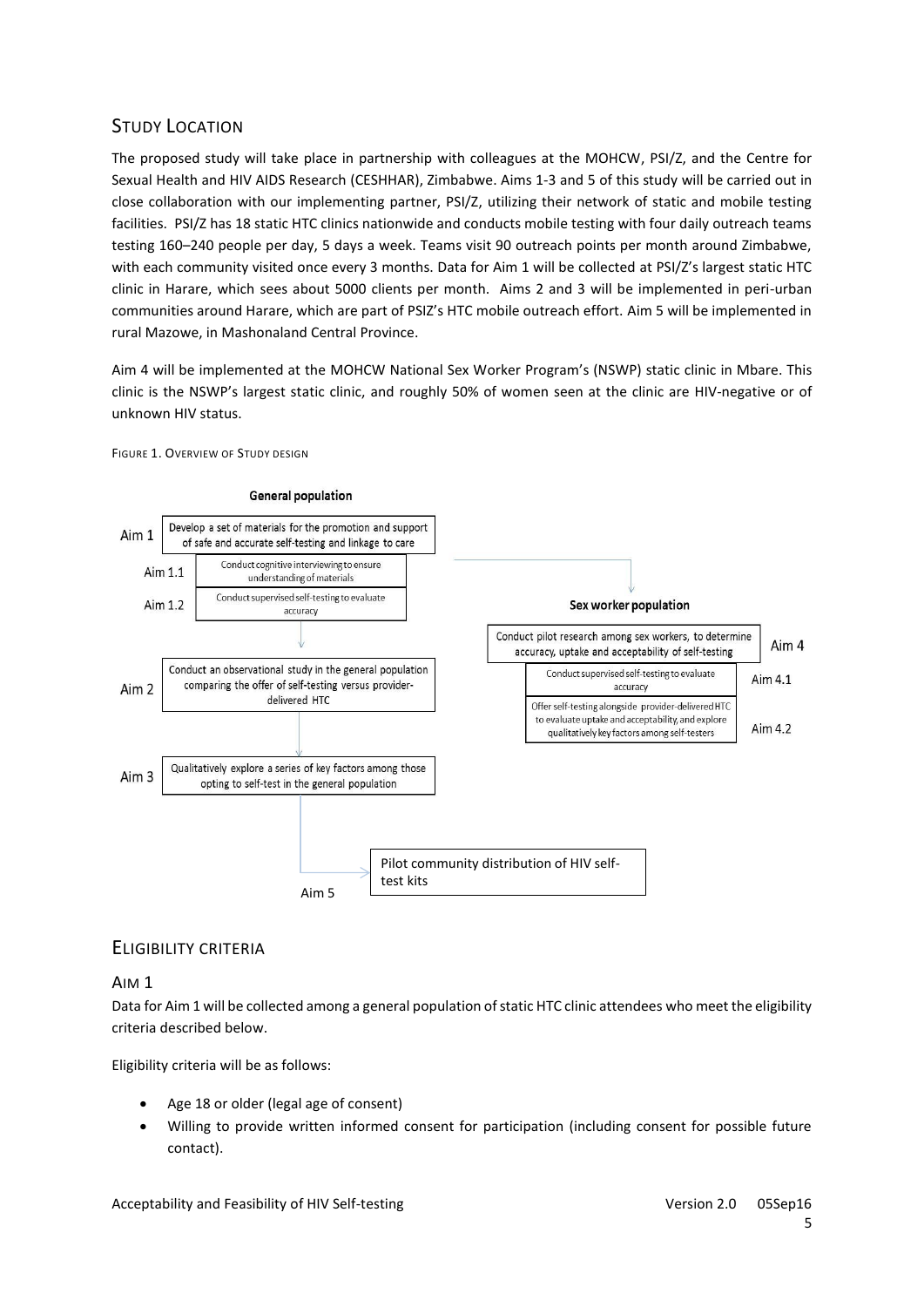## Study Location

The proposed study will take place in partnership with colleagues at the MOHCW, PSI/Z, and the Centre for Sexual Health and HIV AIDS Research (CESHHAR), Zimbabwe. Aims 1-3 and 5 of this study will be carried out in close collaboration with our implementing partner, PSI/Z, utilizing their network of static and mobile testing facilities. PSI/Z has 18 static HTC clinics nationwide and conducts mobile testing with four daily outreach teams testing 160–240 people per day, 5 days a week. Teams visit 90 outreach points per month around Zimbabwe, with each community visited once every 3 months. Data for Aim 1 will be collected at PSI/Z's largest static HTC clinic in Harare, which sees about 5000 clients per month. Aims 2 and 3 will be implemented in peri-urban communities around Harare, which are part of PSIZ's HTC mobile outreach effort. Aim 5 will be implemented in rural Mazowe, in Mashonaland Central Province.

Aim 4 will be implemented at the MOHCW National Sex Worker Program's (NSWP) static clinic in Mbare. This clinic is the NSWP's largest static clinic, and roughly 50% of women seen at the clinic are HIV-negative or of unknown HIV status.

Figure 1. Overview of Study design

**General population**

- Aim 1: Develop a set of materials for the promotion and support of safe and accurate self-testing and linkage to care
  - Aim 1.1: Conduct cognitive interviewing to ensure understanding of materials
  - Aim 1.2: Conduct supervised self-testing to evaluate accuracy
- Aim 2: Conduct an observational study in the general population comparing the offer of self-testing versus provider-delivered HTC
- Aim 3: Qualitatively explore a series of key factors among those opting to self-test in the general population
- Aim 5: Pilot community distribution of HIV self-test kits

**Sex worker population**

- Aim 4: Conduct pilot research among sex workers, to determine accuracy, uptake and acceptability of self-testing
  - Aim 4.1: Conduct supervised self-testing to evaluate accuracy
  - Aim 4.2: Offer self-testing alongside provider-delivered HTC to evaluate uptake and acceptability, and explore qualitatively key factors among self-testers

## Eligibility Criteria

### Aim 1

Data for Aim 1 will be collected among a general population of static HTC clinic attendees who meet the eligibility criteria described below.

Eligibility criteria will be as follows:

- Age 18 or older (legal age of consent)
- Willing to provide written informed consent for participation (including consent for possible future contact).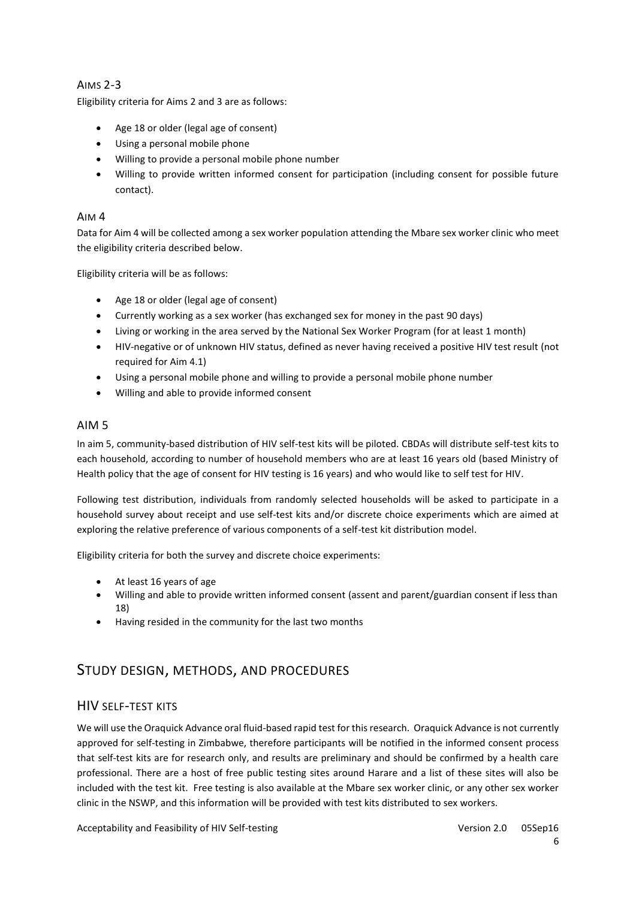### Aims 2-3

Eligibility criteria for Aims 2 and 3 are as follows:

- Age 18 or older (legal age of consent)
- Using a personal mobile phone
- Willing to provide a personal mobile phone number
- Willing to provide written informed consent for participation (including consent for possible future contact).

### Aim 4

Data for Aim 4 will be collected among a sex worker population attending the Mbare sex worker clinic who meet the eligibility criteria described below.

Eligibility criteria will be as follows:

- Age 18 or older (legal age of consent)
- Currently working as a sex worker (has exchanged sex for money in the past 90 days)
- Living or working in the area served by the National Sex Worker Program (for at least 1 month)
- HIV-negative or of unknown HIV status, defined as never having received a positive HIV test result (not required for Aim 4.1)
- Using a personal mobile phone and willing to provide a personal mobile phone number
- Willing and able to provide informed consent

### AIM 5

In aim 5, community-based distribution of HIV self-test kits will be piloted. CBDAs will distribute self-test kits to each household, according to number of household members who are at least 16 years old (based Ministry of Health policy that the age of consent for HIV testing is 16 years) and who would like to self test for HIV.

Following test distribution, individuals from randomly selected households will be asked to participate in a household survey about receipt and use self-test kits and/or discrete choice experiments which are aimed at exploring the relative preference of various components of a self-test kit distribution model.

Eligibility criteria for both the survey and discrete choice experiments:

- At least 16 years of age
- Willing and able to provide written informed consent (assent and parent/guardian consent if less than 18)
- Having resided in the community for the last two months

## Study design, methods, and procedures

### HIV self-test kits

We will use the Oraquick Advance oral fluid-based rapid test for this research. Oraquick Advance is not currently approved for self-testing in Zimbabwe, therefore participants will be notified in the informed consent process that self-test kits are for research only, and results are preliminary and should be confirmed by a health care professional. There are a host of free public testing sites around Harare and a list of these sites will also be included with the test kit. Free testing is also available at the Mbare sex worker clinic, or any other sex worker clinic in the NSWP, and this information will be provided with test kits distributed to sex workers.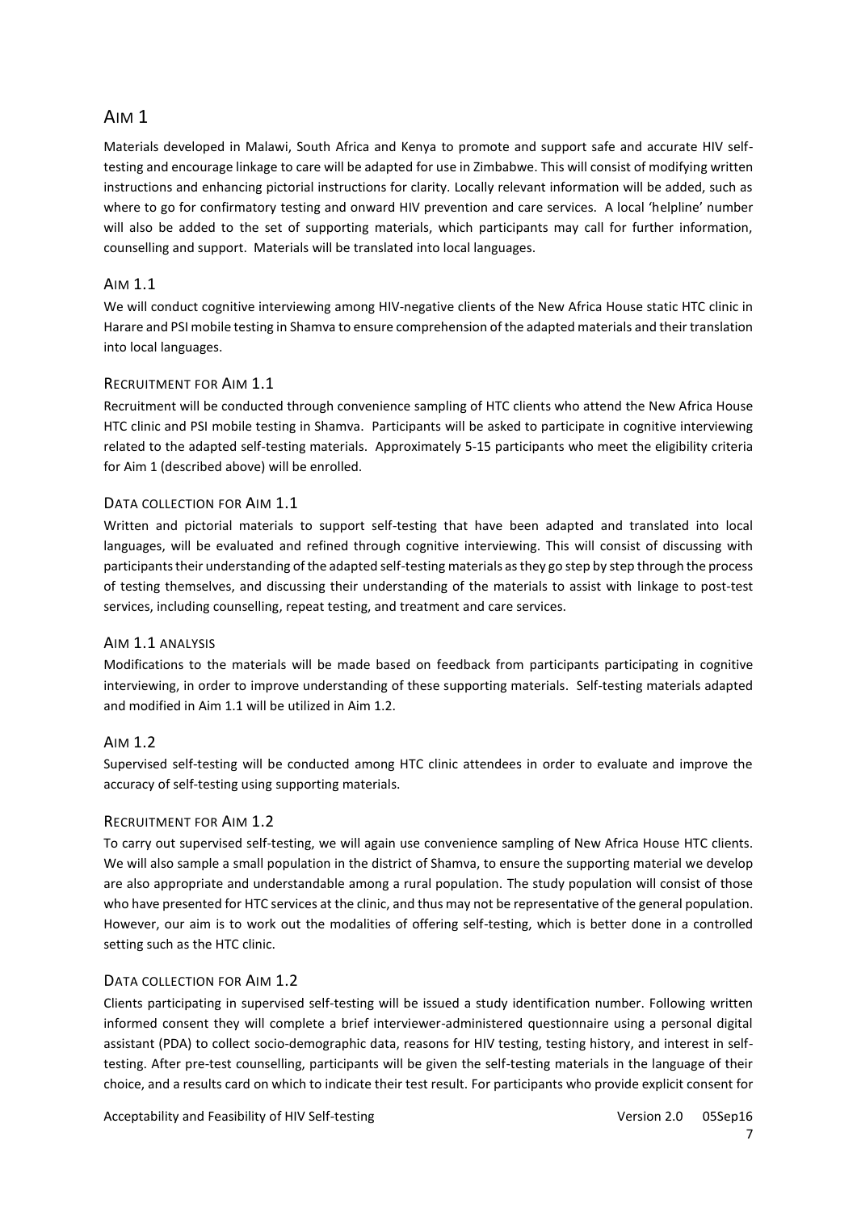## Aim 1

Materials developed in Malawi, South Africa and Kenya to promote and support safe and accurate HIV self-testing and encourage linkage to care will be adapted for use in Zimbabwe. This will consist of modifying written instructions and enhancing pictorial instructions for clarity. Locally relevant information will be added, such as where to go for confirmatory testing and onward HIV prevention and care services. A local 'helpline' number will also be added to the set of supporting materials, which participants may call for further information, counselling and support. Materials will be translated into local languages.

### Aim 1.1

We will conduct cognitive interviewing among HIV-negative clients of the New Africa House static HTC clinic in Harare and PSI mobile testing in Shamva to ensure comprehension of the adapted materials and their translation into local languages.

### Recruitment for Aim 1.1

Recruitment will be conducted through convenience sampling of HTC clients who attend the New Africa House HTC clinic and PSI mobile testing in Shamva. Participants will be asked to participate in cognitive interviewing related to the adapted self-testing materials. Approximately 5-15 participants who meet the eligibility criteria for Aim 1 (described above) will be enrolled.

### Data collection for Aim 1.1

Written and pictorial materials to support self-testing that have been adapted and translated into local languages, will be evaluated and refined through cognitive interviewing. This will consist of discussing with participants their understanding of the adapted self-testing materials as they go step by step through the process of testing themselves, and discussing their understanding of the materials to assist with linkage to post-test services, including counselling, repeat testing, and treatment and care services.

### Aim 1.1 analysis

Modifications to the materials will be made based on feedback from participants participating in cognitive interviewing, in order to improve understanding of these supporting materials. Self-testing materials adapted and modified in Aim 1.1 will be utilized in Aim 1.2.

### Aim 1.2

Supervised self-testing will be conducted among HTC clinic attendees in order to evaluate and improve the accuracy of self-testing using supporting materials.

### Recruitment for Aim 1.2

To carry out supervised self-testing, we will again use convenience sampling of New Africa House HTC clients. We will also sample a small population in the district of Shamva, to ensure the supporting material we develop are also appropriate and understandable among a rural population. The study population will consist of those who have presented for HTC services at the clinic, and thus may not be representative of the general population. However, our aim is to work out the modalities of offering self-testing, which is better done in a controlled setting such as the HTC clinic.

### Data collection for Aim 1.2

Clients participating in supervised self-testing will be issued a study identification number. Following written informed consent they will complete a brief interviewer-administered questionnaire using a personal digital assistant (PDA) to collect socio-demographic data, reasons for HIV testing, testing history, and interest in self-testing. After pre-test counselling, participants will be given the self-testing materials in the language of their choice, and a results card on which to indicate their test result. For participants who provide explicit consent for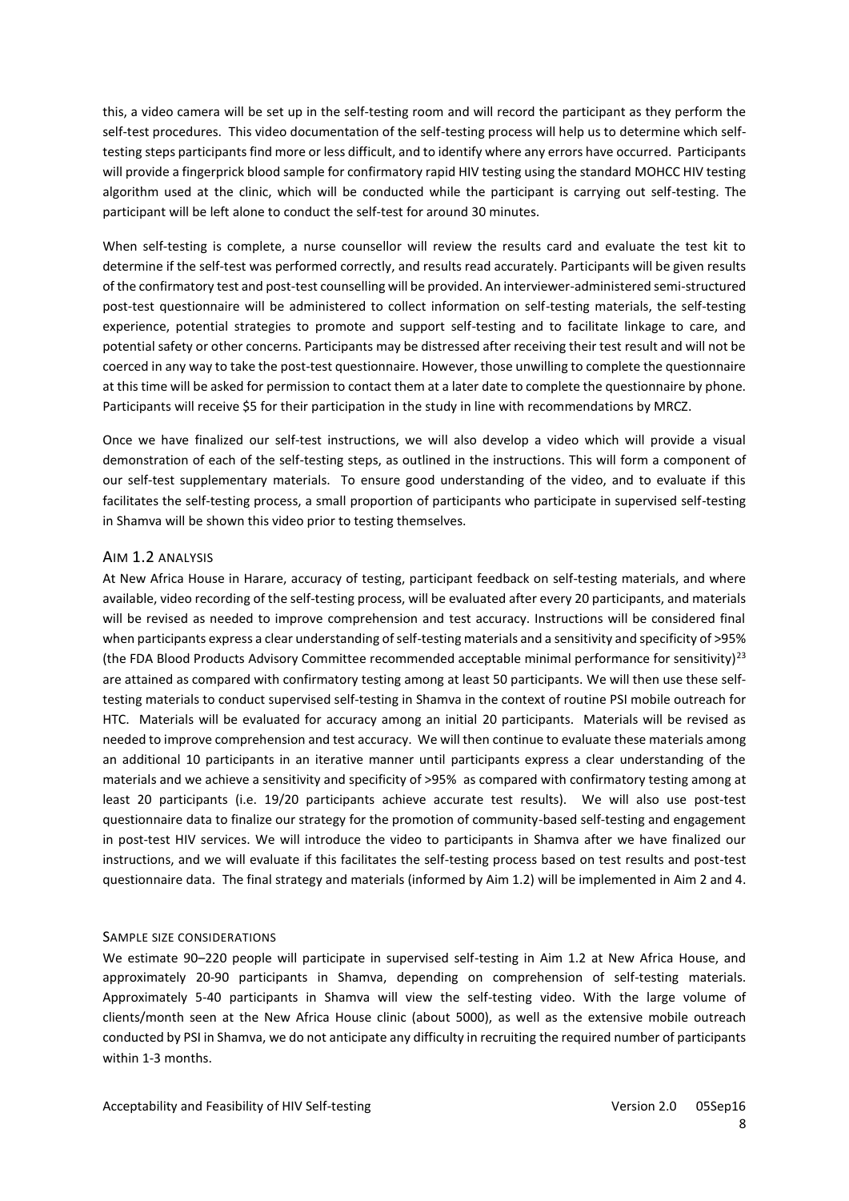this, a video camera will be set up in the self-testing room and will record the participant as they perform the self-test procedures. This video documentation of the self-testing process will help us to determine which self-testing steps participants find more or less difficult, and to identify where any errors have occurred. Participants will provide a fingerprick blood sample for confirmatory rapid HIV testing using the standard MOHCC HIV testing algorithm used at the clinic, which will be conducted while the participant is carrying out self-testing. The participant will be left alone to conduct the self-test for around 30 minutes.

When self-testing is complete, a nurse counsellor will review the results card and evaluate the test kit to determine if the self-test was performed correctly, and results read accurately. Participants will be given results of the confirmatory test and post-test counselling will be provided. An interviewer-administered semi-structured post-test questionnaire will be administered to collect information on self-testing materials, the self-testing experience, potential strategies to promote and support self-testing and to facilitate linkage to care, and potential safety or other concerns. Participants may be distressed after receiving their test result and will not be coerced in any way to take the post-test questionnaire. However, those unwilling to complete the questionnaire at this time will be asked for permission to contact them at a later date to complete the questionnaire by phone. Participants will receive $5 for their participation in the study in line with recommendations by MRCZ.

Once we have finalized our self-test instructions, we will also develop a video which will provide a visual demonstration of each of the self-testing steps, as outlined in the instructions. This will form a component of our self-test supplementary materials. To ensure good understanding of the video, and to evaluate if this facilitates the self-testing process, a small proportion of participants who participate in supervised self-testing in Shamva will be shown this video prior to testing themselves.

## Aim 1.2 Analysis

At New Africa House in Harare, accuracy of testing, participant feedback on self-testing materials, and where available, video recording of the self-testing process, will be evaluated after every 20 participants, and materials will be revised as needed to improve comprehension and test accuracy. Instructions will be considered final when participants express a clear understanding of self-testing materials and a sensitivity and specificity of >95% (the FDA Blood Products Advisory Committee recommended acceptable minimal performance for sensitivity)[23] are attained as compared with confirmatory testing among at least 50 participants. We will then use these self-testing materials to conduct supervised self-testing in Shamva in the context of routine PSI mobile outreach for HTC. Materials will be evaluated for accuracy among an initial 20 participants. Materials will be revised as needed to improve comprehension and test accuracy. We will then continue to evaluate these materials among an additional 10 participants in an iterative manner until participants express a clear understanding of the materials and we achieve a sensitivity and specificity of >95% as compared with confirmatory testing among at least 20 participants (i.e. 19/20 participants achieve accurate test results). We will also use post-test questionnaire data to finalize our strategy for the promotion of community-based self-testing and engagement in post-test HIV services. We will introduce the video to participants in Shamva after we have finalized our instructions, and we will evaluate if this facilitates the self-testing process based on test results and post-test questionnaire data. The final strategy and materials (informed by Aim 1.2) will be implemented in Aim 2 and 4.

### Sample size considerations

We estimate 90–220 people will participate in supervised self-testing in Aim 1.2 at New Africa House, and approximately 20-90 participants in Shamva, depending on comprehension of self-testing materials. Approximately 5-40 participants in Shamva will view the self-testing video. With the large volume of clients/month seen at the New Africa House clinic (about 5000), as well as the extensive mobile outreach conducted by PSI in Shamva, we do not anticipate any difficulty in recruiting the required number of participants within 1-3 months.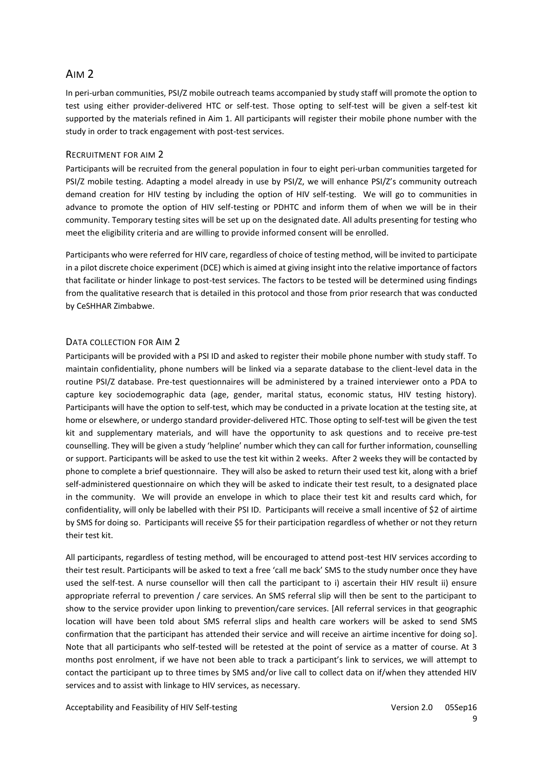## Aim 2

In peri-urban communities, PSI/Z mobile outreach teams accompanied by study staff will promote the option to test using either provider-delivered HTC or self-test. Those opting to self-test will be given a self-test kit supported by the materials refined in Aim 1. All participants will register their mobile phone number with the study in order to track engagement with post-test services.

### Recruitment for Aim 2

Participants will be recruited from the general population in four to eight peri-urban communities targeted for PSI/Z mobile testing. Adapting a model already in use by PSI/Z, we will enhance PSI/Z's community outreach demand creation for HIV testing by including the option of HIV self-testing. We will go to communities in advance to promote the option of HIV self-testing or PDHTC and inform them of when we will be in their community. Temporary testing sites will be set up on the designated date. All adults presenting for testing who meet the eligibility criteria and are willing to provide informed consent will be enrolled.

Participants who were referred for HIV care, regardless of choice of testing method, will be invited to participate in a pilot discrete choice experiment (DCE) which is aimed at giving insight into the relative importance of factors that facilitate or hinder linkage to post-test services. The factors to be tested will be determined using findings from the qualitative research that is detailed in this protocol and those from prior research that was conducted by CeSHHAR Zimbabwe.

### Data collection for Aim 2

Participants will be provided with a PSI ID and asked to register their mobile phone number with study staff. To maintain confidentiality, phone numbers will be linked via a separate database to the client-level data in the routine PSI/Z database. Pre-test questionnaires will be administered by a trained interviewer onto a PDA to capture key sociodemographic data (age, gender, marital status, economic status, HIV testing history). Participants will have the option to self-test, which may be conducted in a private location at the testing site, at home or elsewhere, or undergo standard provider-delivered HTC. Those opting to self-test will be given the test kit and supplementary materials, and will have the opportunity to ask questions and to receive pre-test counselling. They will be given a study 'helpline' number which they can call for further information, counselling or support. Participants will be asked to use the test kit within 2 weeks. After 2 weeks they will be contacted by phone to complete a brief questionnaire. They will also be asked to return their used test kit, along with a brief self-administered questionnaire on which they will be asked to indicate their test result, to a designated place in the community. We will provide an envelope in which to place their test kit and results card which, for confidentiality, will only be labelled with their PSI ID. Participants will receive a small incentive of $2 of airtime by SMS for doing so. Participants will receive $5 for their participation regardless of whether or not they return their test kit.

All participants, regardless of testing method, will be encouraged to attend post-test HIV services according to their test result. Participants will be asked to text a free 'call me back' SMS to the study number once they have used the self-test. A nurse counsellor will then call the participant to i) ascertain their HIV result ii) ensure appropriate referral to prevention / care services. An SMS referral slip will then be sent to the participant to show to the service provider upon linking to prevention/care services. [All referral services in that geographic location will have been told about SMS referral slips and health care workers will be asked to send SMS confirmation that the participant has attended their service and will receive an airtime incentive for doing so]. Note that all participants who self-tested will be retested at the point of service as a matter of course. At 3 months post enrolment, if we have not been able to track a participant's link to services, we will attempt to contact the participant up to three times by SMS and/or live call to collect data on if/when they attended HIV services and to assist with linkage to HIV services, as necessary.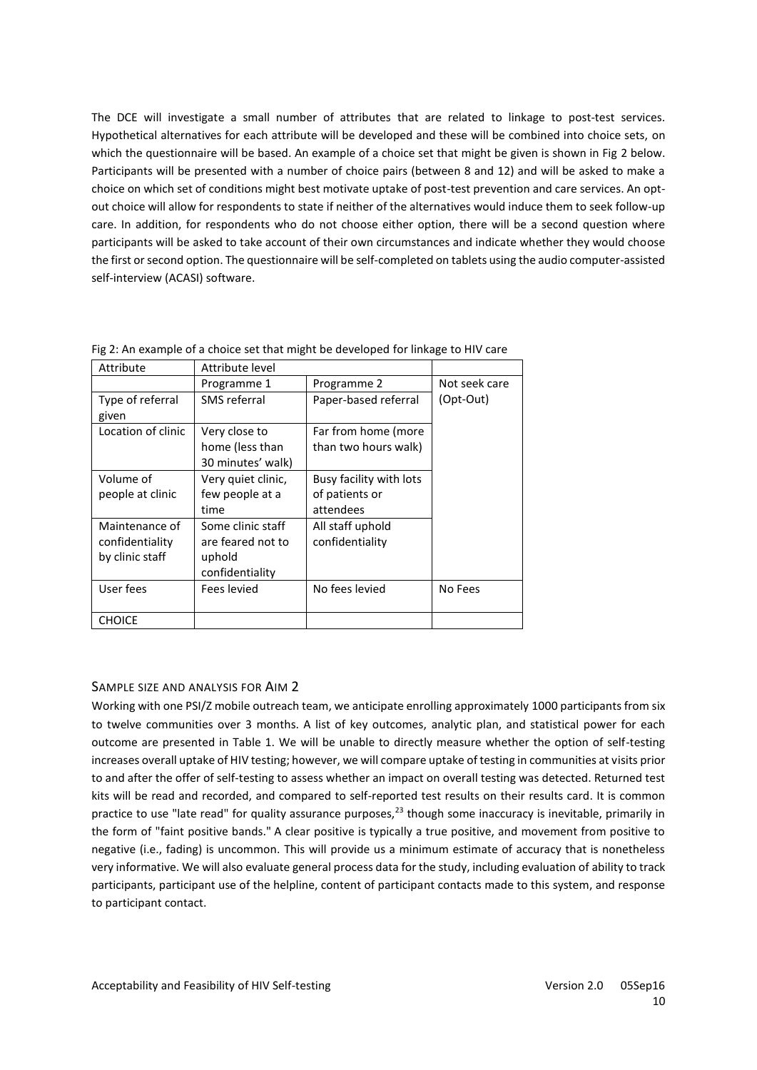The DCE will investigate a small number of attributes that are related to linkage to post-test services. Hypothetical alternatives for each attribute will be developed and these will be combined into choice sets, on which the questionnaire will be based. An example of a choice set that might be given is shown in Fig 2 below. Participants will be presented with a number of choice pairs (between 8 and 12) and will be asked to make a choice on which set of conditions might best motivate uptake of post-test prevention and care services. An opt-out choice will allow for respondents to state if neither of the alternatives would induce them to seek follow-up care. In addition, for respondents who do not choose either option, there will be a second question where participants will be asked to take account of their own circumstances and indicate whether they would choose the first or second option. The questionnaire will be self-completed on tablets using the audio computer-assisted self-interview (ACASI) software.

Fig 2: An example of a choice set that might be developed for linkage to HIV care

| Attribute | Attribute level | | |
|---|---|---|---|
| | Programme 1 | Programme 2 | Not seek care (Opt-Out) |
| Type of referral given | SMS referral | Paper-based referral | |
| Location of clinic | Very close to home (less than 30 minutes' walk) | Far from home (more than two hours walk) | |
| Volume of people at clinic | Very quiet clinic, few people at a time | Busy facility with lots of patients or attendees | |
| Maintenance of confidentiality by clinic staff | Some clinic staff are feared not to uphold confidentiality | All staff uphold confidentiality | |
| User fees | Fees levied | No fees levied | No Fees |
| CHOICE | | | |

### Sample size and analysis for Aim 2

Working with one PSI/Z mobile outreach team, we anticipate enrolling approximately 1000 participants from six to twelve communities over 3 months. A list of key outcomes, analytic plan, and statistical power for each outcome are presented in Table 1. We will be unable to directly measure whether the option of self-testing increases overall uptake of HIV testing; however, we will compare uptake of testing in communities at visits prior to and after the offer of self-testing to assess whether an impact on overall testing was detected. Returned test kits will be read and recorded, and compared to self-reported test results on their results card. It is common practice to use "late read" for quality assurance purposes,[23] though some inaccuracy is inevitable, primarily in the form of "faint positive bands." A clear positive is typically a true positive, and movement from positive to negative (i.e., fading) is uncommon. This will provide us a minimum estimate of accuracy that is nonetheless very informative. We will also evaluate general process data for the study, including evaluation of ability to track participants, participant use of the helpline, content of participant contacts made to this system, and response to participant contact.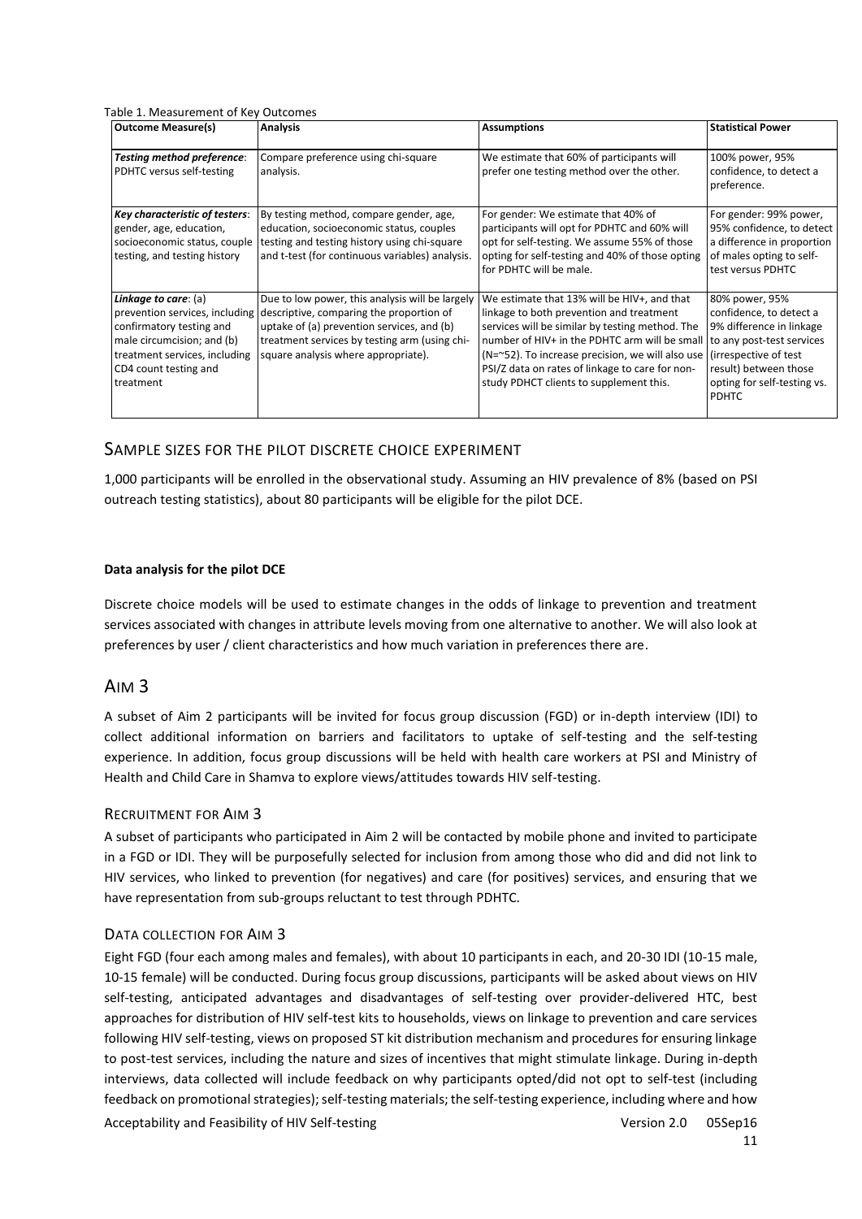Table 1. Measurement of Key Outcomes

| Outcome Measure(s) | Analysis | Assumptions | Statistical Power |
|---|---|---|---|
| ***Testing method preference***: PDHTC versus self-testing | Compare preference using chi-square analysis. | We estimate that 60% of participants will prefer one testing method over the other. | 100% power, 95% confidence, to detect a preference. |
| ***Key characteristic of testers***: gender, age, education, socioeconomic status, couple testing, and testing history | By testing method, compare gender, age, education, socioeconomic status, couples testing and testing history using chi-square and t-test (for continuous variables) analysis. | For gender: We estimate that 40% of participants will opt for PDHTC and 60% will opt for self-testing. We assume 55% of those opting for self-testing and 40% of those opting for PDHTC will be male. | For gender: 99% power, 95% confidence, to detect a difference in proportion of males opting to self-test versus PDHTC |
| ***Linkage to care***: (a) prevention services, including confirmatory testing and male circumcision; and (b) treatment services, including CD4 count testing and treatment | Due to low power, this analysis will be largely descriptive, comparing the proportion of uptake of (a) prevention services, and (b) treatment services by testing arm (using chi-square analysis where appropriate). | We estimate that 13% will be HIV+, and that linkage to both prevention and treatment services will be similar by testing method. The number of HIV+ in the PDHTC arm will be small (N=~52). To increase precision, we will also use PSI/Z data on rates of linkage to care for non-study PDHCT clients to supplement this. | 80% power, 95% confidence, to detect a 9% difference in linkage to any post-test services (irrespective of test result) between those opting for self-testing vs. PDHTC |

## Sample sizes for the pilot discrete choice experiment

1,000 participants will be enrolled in the observational study. Assuming an HIV prevalence of 8% (based on PSI outreach testing statistics), about 80 participants will be eligible for the pilot DCE.

**Data analysis for the pilot DCE**

Discrete choice models will be used to estimate changes in the odds of linkage to prevention and treatment services associated with changes in attribute levels moving from one alternative to another. We will also look at preferences by user / client characteristics and how much variation in preferences there are.

# Aim 3

A subset of Aim 2 participants will be invited for focus group discussion (FGD) or in-depth interview (IDI) to collect additional information on barriers and facilitators to uptake of self-testing and the self-testing experience. In addition, focus group discussions will be held with health care workers at PSI and Ministry of Health and Child Care in Shamva to explore views/attitudes towards HIV self-testing.

## Recruitment for Aim 3

A subset of participants who participated in Aim 2 will be contacted by mobile phone and invited to participate in a FGD or IDI. They will be purposefully selected for inclusion from among those who did and did not link to HIV services, who linked to prevention (for negatives) and care (for positives) services, and ensuring that we have representation from sub-groups reluctant to test through PDHTC.

## Data collection for Aim 3

Eight FGD (four each among males and females), with about 10 participants in each, and 20-30 IDI (10-15 male, 10-15 female) will be conducted. During focus group discussions, participants will be asked about views on HIV self-testing, anticipated advantages and disadvantages of self-testing over provider-delivered HTC, best approaches for distribution of HIV self-test kits to households, views on linkage to prevention and care services following HIV self-testing, views on proposed ST kit distribution mechanism and procedures for ensuring linkage to post-test services, including the nature and sizes of incentives that might stimulate linkage. During in-depth interviews, data collected will include feedback on why participants opted/did not opt to self-test (including feedback on promotional strategies); self-testing materials; the self-testing experience, including where and how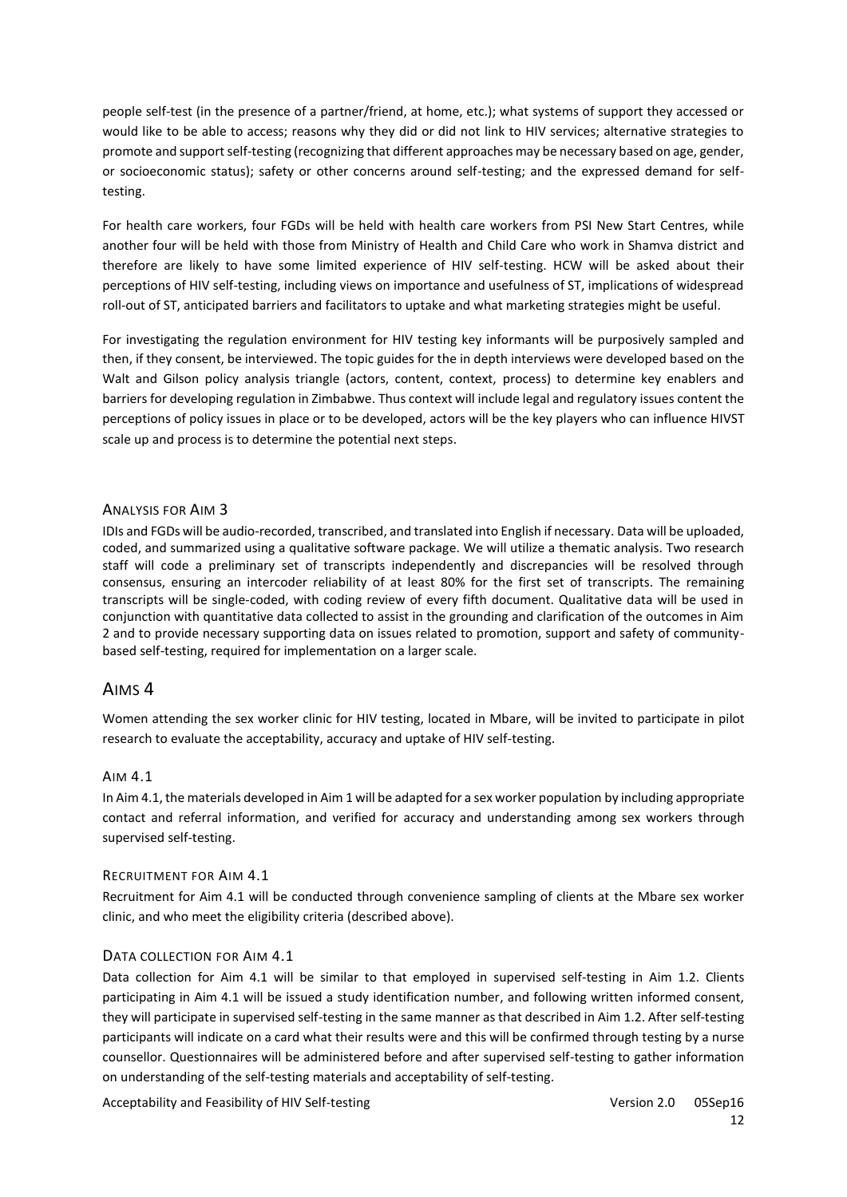people self-test (in the presence of a partner/friend, at home, etc.); what systems of support they accessed or would like to be able to access; reasons why they did or did not link to HIV services; alternative strategies to promote and support self-testing (recognizing that different approaches may be necessary based on age, gender, or socioeconomic status); safety or other concerns around self-testing; and the expressed demand for self-testing.

For health care workers, four FGDs will be held with health care workers from PSI New Start Centres, while another four will be held with those from Ministry of Health and Child Care who work in Shamva district and therefore are likely to have some limited experience of HIV self-testing. HCW will be asked about their perceptions of HIV self-testing, including views on importance and usefulness of ST, implications of widespread roll-out of ST, anticipated barriers and facilitators to uptake and what marketing strategies might be useful.

For investigating the regulation environment for HIV testing key informants will be purposively sampled and then, if they consent, be interviewed. The topic guides for the in depth interviews were developed based on the Walt and Gilson policy analysis triangle (actors, content, context, process) to determine key enablers and barriers for developing regulation in Zimbabwe. Thus context will include legal and regulatory issues content the perceptions of policy issues in place or to be developed, actors will be the key players who can influence HIVST scale up and process is to determine the potential next steps.

### Analysis for Aim 3

IDIs and FGDs will be audio-recorded, transcribed, and translated into English if necessary. Data will be uploaded, coded, and summarized using a qualitative software package. We will utilize a thematic analysis. Two research staff will code a preliminary set of transcripts independently and discrepancies will be resolved through consensus, ensuring an intercoder reliability of at least 80% for the first set of transcripts. The remaining transcripts will be single-coded, with coding review of every fifth document. Qualitative data will be used in conjunction with quantitative data collected to assist in the grounding and clarification of the outcomes in Aim 2 and to provide necessary supporting data on issues related to promotion, support and safety of community-based self-testing, required for implementation on a larger scale.

## Aims 4

Women attending the sex worker clinic for HIV testing, located in Mbare, will be invited to participate in pilot research to evaluate the acceptability, accuracy and uptake of HIV self-testing.

### Aim 4.1

In Aim 4.1, the materials developed in Aim 1 will be adapted for a sex worker population by including appropriate contact and referral information, and verified for accuracy and understanding among sex workers through supervised self-testing.

### Recruitment for Aim 4.1

Recruitment for Aim 4.1 will be conducted through convenience sampling of clients at the Mbare sex worker clinic, and who meet the eligibility criteria (described above).

### Data collection for Aim 4.1

Data collection for Aim 4.1 will be similar to that employed in supervised self-testing in Aim 1.2. Clients participating in Aim 4.1 will be issued a study identification number, and following written informed consent, they will participate in supervised self-testing in the same manner as that described in Aim 1.2. After self-testing participants will indicate on a card what their results were and this will be confirmed through testing by a nurse counsellor. Questionnaires will be administered before and after supervised self-testing to gather information on understanding of the self-testing materials and acceptability of self-testing.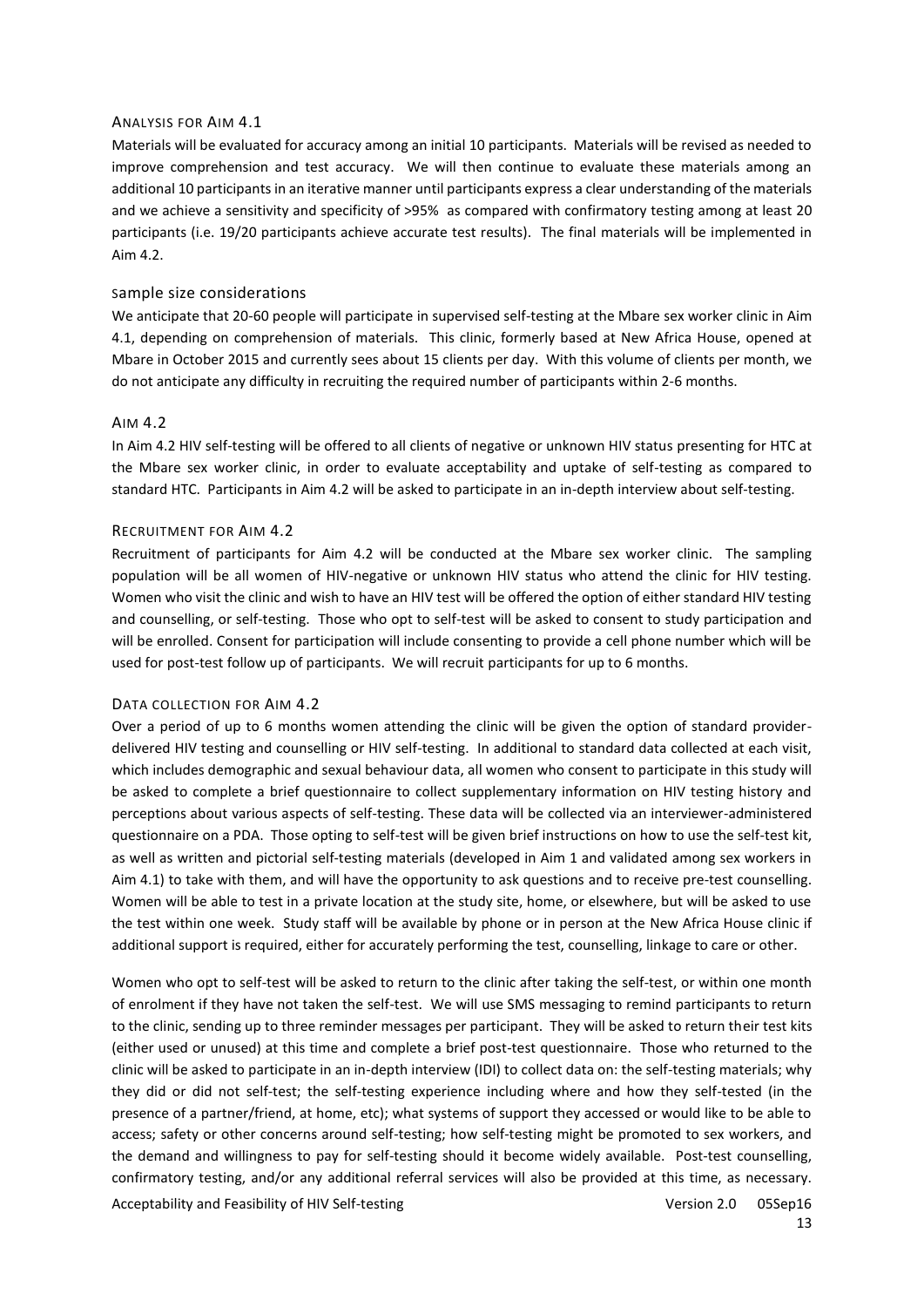### Analysis for Aim 4.1

Materials will be evaluated for accuracy among an initial 10 participants. Materials will be revised as needed to improve comprehension and test accuracy. We will then continue to evaluate these materials among an additional 10 participants in an iterative manner until participants express a clear understanding of the materials and we achieve a sensitivity and specificity of >95% as compared with confirmatory testing among at least 20 participants (i.e. 19/20 participants achieve accurate test results). The final materials will be implemented in Aim 4.2.

### Sample size considerations

We anticipate that 20-60 people will participate in supervised self-testing at the Mbare sex worker clinic in Aim 4.1, depending on comprehension of materials. This clinic, formerly based at New Africa House, opened at Mbare in October 2015 and currently sees about 15 clients per day. With this volume of clients per month, we do not anticipate any difficulty in recruiting the required number of participants within 2-6 months.

### Aim 4.2

In Aim 4.2 HIV self-testing will be offered to all clients of negative or unknown HIV status presenting for HTC at the Mbare sex worker clinic, in order to evaluate acceptability and uptake of self-testing as compared to standard HTC. Participants in Aim 4.2 will be asked to participate in an in-depth interview about self-testing.

### Recruitment for Aim 4.2

Recruitment of participants for Aim 4.2 will be conducted at the Mbare sex worker clinic. The sampling population will be all women of HIV-negative or unknown HIV status who attend the clinic for HIV testing. Women who visit the clinic and wish to have an HIV test will be offered the option of either standard HIV testing and counselling, or self-testing. Those who opt to self-test will be asked to consent to study participation and will be enrolled. Consent for participation will include consenting to provide a cell phone number which will be used for post-test follow up of participants. We will recruit participants for up to 6 months.

### Data collection for Aim 4.2

Over a period of up to 6 months women attending the clinic will be given the option of standard provider-delivered HIV testing and counselling or HIV self-testing. In additional to standard data collected at each visit, which includes demographic and sexual behaviour data, all women who consent to participate in this study will be asked to complete a brief questionnaire to collect supplementary information on HIV testing history and perceptions about various aspects of self-testing. These data will be collected via an interviewer-administered questionnaire on a PDA. Those opting to self-test will be given brief instructions on how to use the self-test kit, as well as written and pictorial self-testing materials (developed in Aim 1 and validated among sex workers in Aim 4.1) to take with them, and will have the opportunity to ask questions and to receive pre-test counselling. Women will be able to test in a private location at the study site, home, or elsewhere, but will be asked to use the test within one week. Study staff will be available by phone or in person at the New Africa House clinic if additional support is required, either for accurately performing the test, counselling, linkage to care or other.

Women who opt to self-test will be asked to return to the clinic after taking the self-test, or within one month of enrolment if they have not taken the self-test. We will use SMS messaging to remind participants to return to the clinic, sending up to three reminder messages per participant. They will be asked to return their test kits (either used or unused) at this time and complete a brief post-test questionnaire. Those who returned to the clinic will be asked to participate in an in-depth interview (IDI) to collect data on: the self-testing materials; why they did or did not self-test; the self-testing experience including where and how they self-tested (in the presence of a partner/friend, at home, etc); what systems of support they accessed or would like to be able to access; safety or other concerns around self-testing; how self-testing might be promoted to sex workers, and the demand and willingness to pay for self-testing should it become widely available. Post-test counselling, confirmatory testing, and/or any additional referral services will also be provided at this time, as necessary.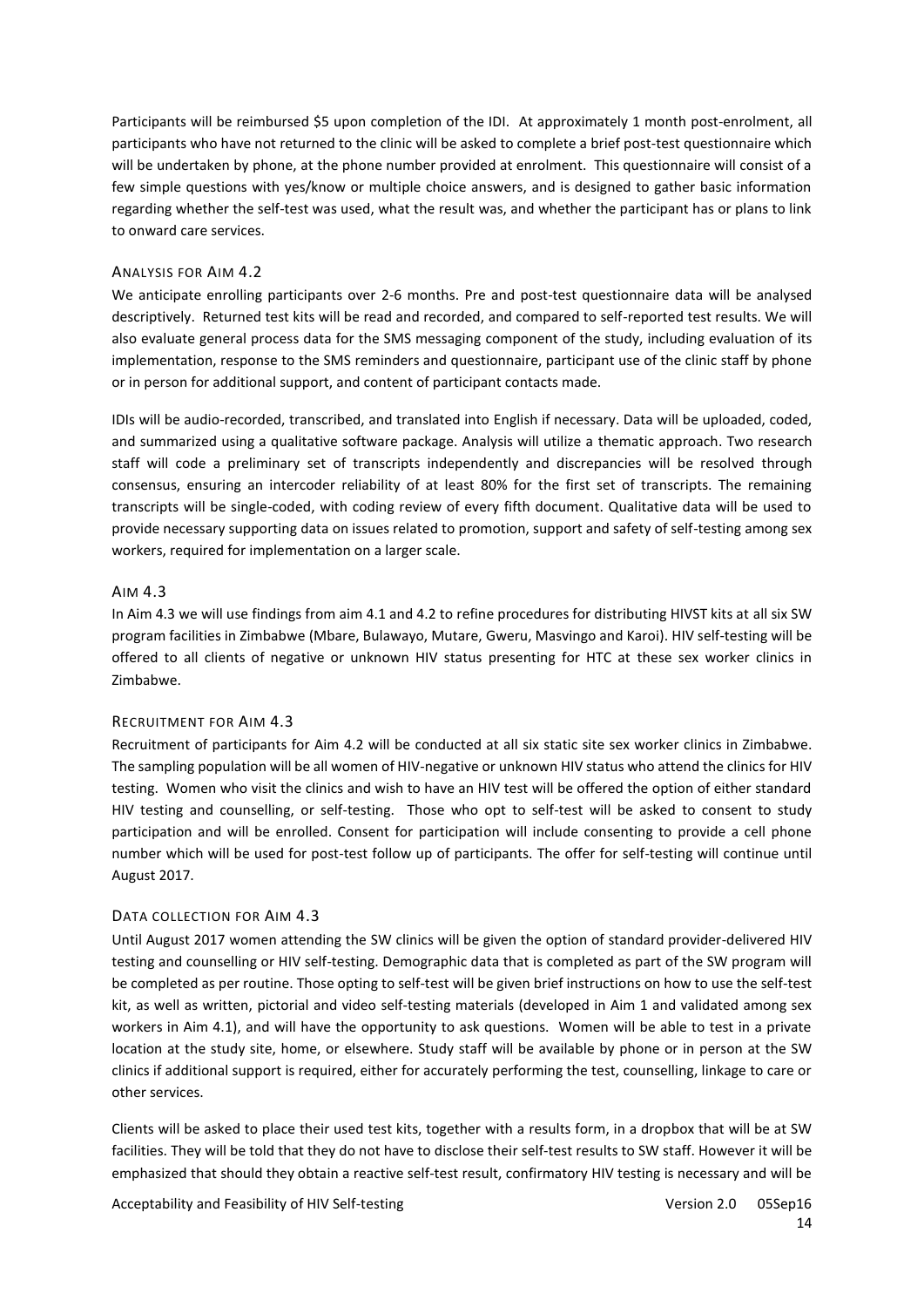Participants will be reimbursed $5 upon completion of the IDI. At approximately 1 month post-enrolment, all participants who have not returned to the clinic will be asked to complete a brief post-test questionnaire which will be undertaken by phone, at the phone number provided at enrolment. This questionnaire will consist of a few simple questions with yes/know or multiple choice answers, and is designed to gather basic information regarding whether the self-test was used, what the result was, and whether the participant has or plans to link to onward care services.

### Analysis for Aim 4.2

We anticipate enrolling participants over 2-6 months. Pre and post-test questionnaire data will be analysed descriptively. Returned test kits will be read and recorded, and compared to self-reported test results. We will also evaluate general process data for the SMS messaging component of the study, including evaluation of its implementation, response to the SMS reminders and questionnaire, participant use of the clinic staff by phone or in person for additional support, and content of participant contacts made.

IDIs will be audio-recorded, transcribed, and translated into English if necessary. Data will be uploaded, coded, and summarized using a qualitative software package. Analysis will utilize a thematic approach. Two research staff will code a preliminary set of transcripts independently and discrepancies will be resolved through consensus, ensuring an intercoder reliability of at least 80% for the first set of transcripts. The remaining transcripts will be single-coded, with coding review of every fifth document. Qualitative data will be used to provide necessary supporting data on issues related to promotion, support and safety of self-testing among sex workers, required for implementation on a larger scale.

### Aim 4.3

In Aim 4.3 we will use findings from aim 4.1 and 4.2 to refine procedures for distributing HIVST kits at all six SW program facilities in Zimbabwe (Mbare, Bulawayo, Mutare, Gweru, Masvingo and Karoi). HIV self-testing will be offered to all clients of negative or unknown HIV status presenting for HTC at these sex worker clinics in Zimbabwe.

### Recruitment for Aim 4.3

Recruitment of participants for Aim 4.2 will be conducted at all six static site sex worker clinics in Zimbabwe. The sampling population will be all women of HIV-negative or unknown HIV status who attend the clinics for HIV testing. Women who visit the clinics and wish to have an HIV test will be offered the option of either standard HIV testing and counselling, or self-testing. Those who opt to self-test will be asked to consent to study participation and will be enrolled. Consent for participation will include consenting to provide a cell phone number which will be used for post-test follow up of participants. The offer for self-testing will continue until August 2017.

### Data collection for Aim 4.3

Until August 2017 women attending the SW clinics will be given the option of standard provider-delivered HIV testing and counselling or HIV self-testing. Demographic data that is completed as part of the SW program will be completed as per routine. Those opting to self-test will be given brief instructions on how to use the self-test kit, as well as written, pictorial and video self-testing materials (developed in Aim 1 and validated among sex workers in Aim 4.1), and will have the opportunity to ask questions. Women will be able to test in a private location at the study site, home, or elsewhere. Study staff will be available by phone or in person at the SW clinics if additional support is required, either for accurately performing the test, counselling, linkage to care or other services.

Clients will be asked to place their used test kits, together with a results form, in a dropbox that will be at SW facilities. They will be told that they do not have to disclose their self-test results to SW staff. However it will be emphasized that should they obtain a reactive self-test result, confirmatory HIV testing is necessary and will be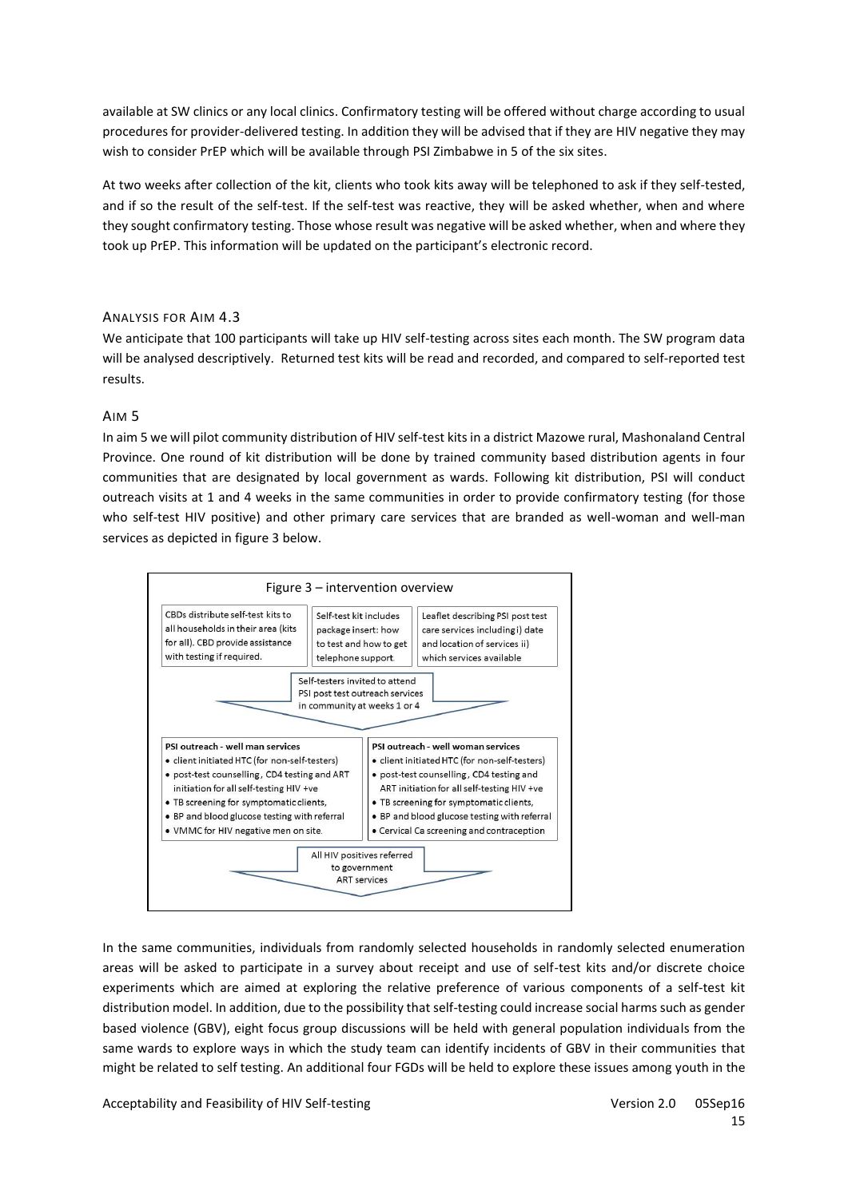available at SW clinics or any local clinics. Confirmatory testing will be offered without charge according to usual procedures for provider-delivered testing. In addition they will be advised that if they are HIV negative they may wish to consider PrEP which will be available through PSI Zimbabwe in 5 of the six sites.

At two weeks after collection of the kit, clients who took kits away will be telephoned to ask if they self-tested, and if so the result of the self-test. If the self-test was reactive, they will be asked whether, when and where they sought confirmatory testing. Those whose result was negative will be asked whether, when and where they took up PrEP. This information will be updated on the participant's electronic record.

### Analysis for Aim 4.3

We anticipate that 100 participants will take up HIV self-testing across sites each month. The SW program data will be analysed descriptively. Returned test kits will be read and recorded, and compared to self-reported test results.

### Aim 5

In aim 5 we will pilot community distribution of HIV self-test kits in a district Mazowe rural, Mashonaland Central Province. One round of kit distribution will be done by trained community based distribution agents in four communities that are designated by local government as wards. Following kit distribution, PSI will conduct outreach visits at 1 and 4 weeks in the same communities in order to provide confirmatory testing (for those who self-test HIV positive) and other primary care services that are branded as well-woman and well-man services as depicted in figure 3 below.

**Figure 3 – intervention overview**

| CBDs distribute self-test kits to all households in their area (kits for all). CBD provide assistance with testing if required. | Self-test kit includes package insert: how to test and how to get telephone support. | Leaflet describing PSI post test care services including i) date and location of services ii) which services available |
|---|---|---|

Self-testers invited to attend PSI post test outreach services in community at weeks 1 or 4

| PSI outreach - well man services | PSI outreach - well woman services |
|---|---|
| • client initiated HTC (for non-self-testers)<br>• post-test counselling, CD4 testing and ART initiation for all self-testing HIV +ve<br>• TB screening for symptomatic clients,<br>• BP and blood glucose testing with referral<br>• VMMC for HIV negative men on site. | • client initiated HTC (for non-self-testers)<br>• post-test counselling, CD4 testing and ART initiation for all self-testing HIV +ve<br>• TB screening for symptomatic clients,<br>• BP and blood glucose testing with referral<br>• Cervical Ca screening and contraception |

All HIV positives referred to government ART services

In the same communities, individuals from randomly selected households in randomly selected enumeration areas will be asked to participate in a survey about receipt and use of self-test kits and/or discrete choice experiments which are aimed at exploring the relative preference of various components of a self-test kit distribution model. In addition, due to the possibility that self-testing could increase social harms such as gender based violence (GBV), eight focus group discussions will be held with general population individuals from the same wards to explore ways in which the study team can identify incidents of GBV in their communities that might be related to self testing. An additional four FGDs will be held to explore these issues among youth in the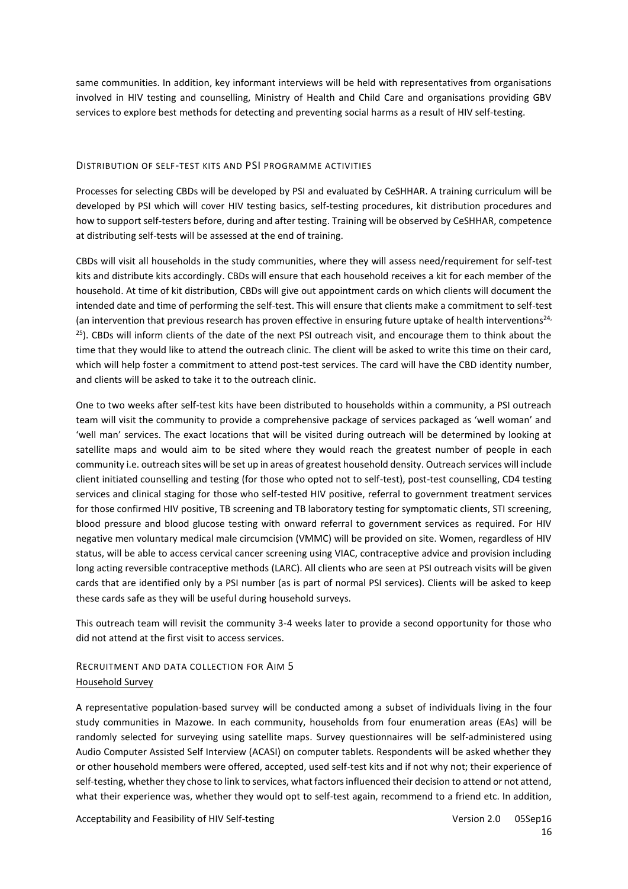same communities. In addition, key informant interviews will be held with representatives from organisations involved in HIV testing and counselling, Ministry of Health and Child Care and organisations providing GBV services to explore best methods for detecting and preventing social harms as a result of HIV self-testing.

## Distribution of self-test kits and PSI programme activities

Processes for selecting CBDs will be developed by PSI and evaluated by CeSHHAR. A training curriculum will be developed by PSI which will cover HIV testing basics, self-testing procedures, kit distribution procedures and how to support self-testers before, during and after testing. Training will be observed by CeSHHAR, competence at distributing self-tests will be assessed at the end of training.

CBDs will visit all households in the study communities, where they will assess need/requirement for self-test kits and distribute kits accordingly. CBDs will ensure that each household receives a kit for each member of the household. At time of kit distribution, CBDs will give out appointment cards on which clients will document the intended date and time of performing the self-test. This will ensure that clients make a commitment to self-test (an intervention that previous research has proven effective in ensuring future uptake of health interventions[24, 25]). CBDs will inform clients of the date of the next PSI outreach visit, and encourage them to think about the time that they would like to attend the outreach clinic. The client will be asked to write this time on their card, which will help foster a commitment to attend post-test services. The card will have the CBD identity number, and clients will be asked to take it to the outreach clinic.

One to two weeks after self-test kits have been distributed to households within a community, a PSI outreach team will visit the community to provide a comprehensive package of services packaged as 'well woman' and 'well man' services. The exact locations that will be visited during outreach will be determined by looking at satellite maps and would aim to be sited where they would reach the greatest number of people in each community i.e. outreach sites will be set up in areas of greatest household density. Outreach services will include client initiated counselling and testing (for those who opted not to self-test), post-test counselling, CD4 testing services and clinical staging for those who self-tested HIV positive, referral to government treatment services for those confirmed HIV positive, TB screening and TB laboratory testing for symptomatic clients, STI screening, blood pressure and blood glucose testing with onward referral to government services as required. For HIV negative men voluntary medical male circumcision (VMMC) will be provided on site. Women, regardless of HIV status, will be able to access cervical cancer screening using VIAC, contraceptive advice and provision including long acting reversible contraceptive methods (LARC). All clients who are seen at PSI outreach visits will be given cards that are identified only by a PSI number (as is part of normal PSI services). Clients will be asked to keep these cards safe as they will be useful during household surveys.

This outreach team will revisit the community 3-4 weeks later to provide a second opportunity for those who did not attend at the first visit to access services.

## Recruitment and data collection for Aim 5

### Household Survey

A representative population-based survey will be conducted among a subset of individuals living in the four study communities in Mazowe. In each community, households from four enumeration areas (EAs) will be randomly selected for surveying using satellite maps. Survey questionnaires will be self-administered using Audio Computer Assisted Self Interview (ACASI) on computer tablets. Respondents will be asked whether they or other household members were offered, accepted, used self-test kits and if not why not; their experience of self-testing, whether they chose to link to services, what factors influenced their decision to attend or not attend, what their experience was, whether they would opt to self-test again, recommend to a friend etc. In addition,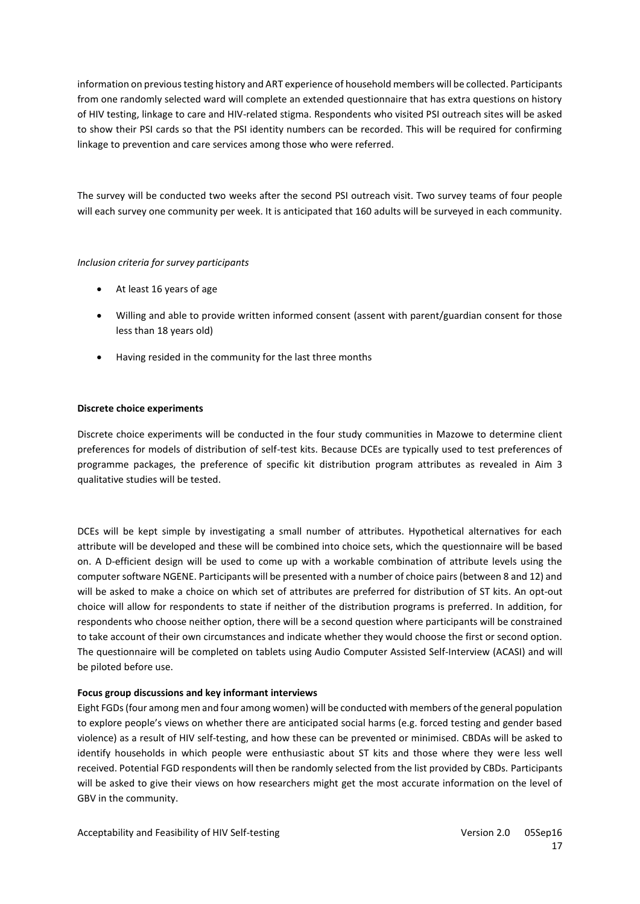information on previous testing history and ART experience of household members will be collected. Participants from one randomly selected ward will complete an extended questionnaire that has extra questions on history of HIV testing, linkage to care and HIV-related stigma. Respondents who visited PSI outreach sites will be asked to show their PSI cards so that the PSI identity numbers can be recorded. This will be required for confirming linkage to prevention and care services among those who were referred.

The survey will be conducted two weeks after the second PSI outreach visit. Two survey teams of four people will each survey one community per week. It is anticipated that 160 adults will be surveyed in each community.

*Inclusion criteria for survey participants*

- At least 16 years of age
- Willing and able to provide written informed consent (assent with parent/guardian consent for those less than 18 years old)
- Having resided in the community for the last three months

**Discrete choice experiments**

Discrete choice experiments will be conducted in the four study communities in Mazowe to determine client preferences for models of distribution of self-test kits. Because DCEs are typically used to test preferences of programme packages, the preference of specific kit distribution program attributes as revealed in Aim 3 qualitative studies will be tested.

DCEs will be kept simple by investigating a small number of attributes. Hypothetical alternatives for each attribute will be developed and these will be combined into choice sets, which the questionnaire will be based on. A D-efficient design will be used to come up with a workable combination of attribute levels using the computer software NGENE. Participants will be presented with a number of choice pairs (between 8 and 12) and will be asked to make a choice on which set of attributes are preferred for distribution of ST kits. An opt-out choice will allow for respondents to state if neither of the distribution programs is preferred. In addition, for respondents who choose neither option, there will be a second question where participants will be constrained to take account of their own circumstances and indicate whether they would choose the first or second option. The questionnaire will be completed on tablets using Audio Computer Assisted Self-Interview (ACASI) and will be piloted before use.

**Focus group discussions and key informant interviews**

Eight FGDs (four among men and four among women) will be conducted with members of the general population to explore people's views on whether there are anticipated social harms (e.g. forced testing and gender based violence) as a result of HIV self-testing, and how these can be prevented or minimised. CBDAs will be asked to identify households in which people were enthusiastic about ST kits and those where they were less well received. Potential FGD respondents will then be randomly selected from the list provided by CBDs. Participants will be asked to give their views on how researchers might get the most accurate information on the level of GBV in the community.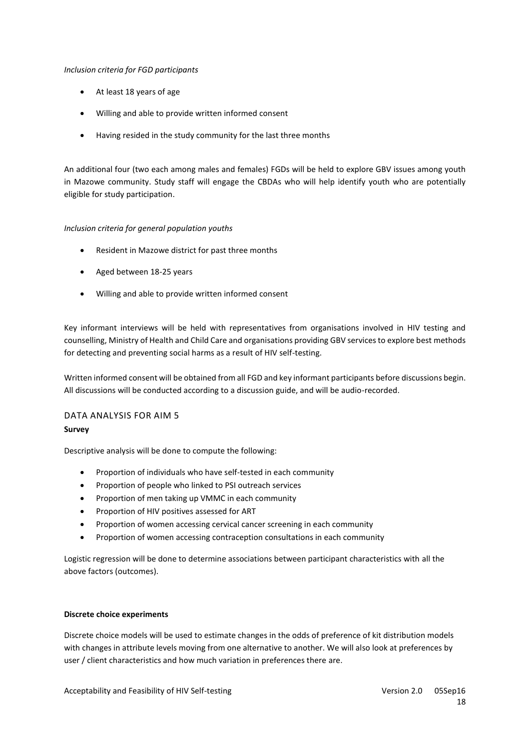*Inclusion criteria for FGD participants*

- At least 18 years of age
- Willing and able to provide written informed consent
- Having resided in the study community for the last three months

An additional four (two each among males and females) FGDs will be held to explore GBV issues among youth in Mazowe community. Study staff will engage the CBDAs who will help identify youth who are potentially eligible for study participation.

*Inclusion criteria for general population youths*

- Resident in Mazowe district for past three months
- Aged between 18-25 years
- Willing and able to provide written informed consent

Key informant interviews will be held with representatives from organisations involved in HIV testing and counselling, Ministry of Health and Child Care and organisations providing GBV services to explore best methods for detecting and preventing social harms as a result of HIV self-testing.

Written informed consent will be obtained from all FGD and key informant participants before discussions begin. All discussions will be conducted according to a discussion guide, and will be audio-recorded.

## DATA ANALYSIS FOR AIM 5

**Survey**

Descriptive analysis will be done to compute the following:

- Proportion of individuals who have self-tested in each community
- Proportion of people who linked to PSI outreach services
- Proportion of men taking up VMMC in each community
- Proportion of HIV positives assessed for ART
- Proportion of women accessing cervical cancer screening in each community
- Proportion of women accessing contraception consultations in each community

Logistic regression will be done to determine associations between participant characteristics with all the above factors (outcomes).

**Discrete choice experiments**

Discrete choice models will be used to estimate changes in the odds of preference of kit distribution models with changes in attribute levels moving from one alternative to another. We will also look at preferences by user / client characteristics and how much variation in preferences there are.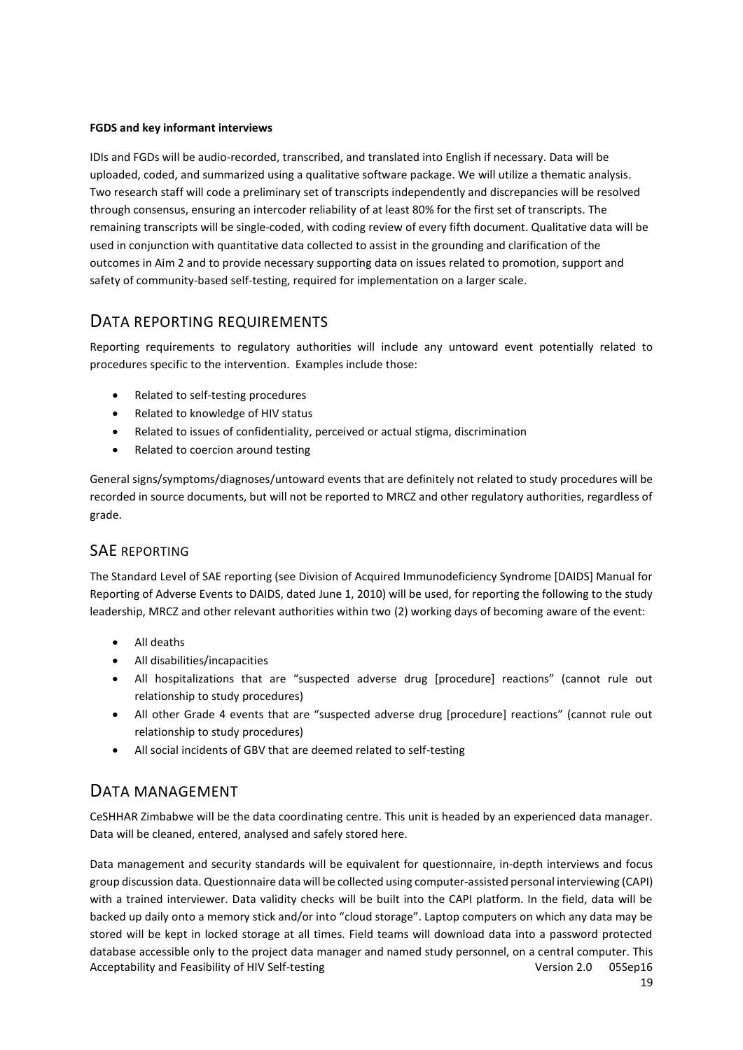**FGDS and key informant interviews**

IDIs and FGDs will be audio-recorded, transcribed, and translated into English if necessary. Data will be uploaded, coded, and summarized using a qualitative software package. We will utilize a thematic analysis. Two research staff will code a preliminary set of transcripts independently and discrepancies will be resolved through consensus, ensuring an intercoder reliability of at least 80% for the first set of transcripts. The remaining transcripts will be single-coded, with coding review of every fifth document. Qualitative data will be used in conjunction with quantitative data collected to assist in the grounding and clarification of the outcomes in Aim 2 and to provide necessary supporting data on issues related to promotion, support and safety of community-based self-testing, required for implementation on a larger scale.

## DATA REPORTING REQUIREMENTS

Reporting requirements to regulatory authorities will include any untoward event potentially related to procedures specific to the intervention. Examples include those:

- Related to self-testing procedures
- Related to knowledge of HIV status
- Related to issues of confidentiality, perceived or actual stigma, discrimination
- Related to coercion around testing

General signs/symptoms/diagnoses/untoward events that are definitely not related to study procedures will be recorded in source documents, but will not be reported to MRCZ and other regulatory authorities, regardless of grade.

### SAE REPORTING

The Standard Level of SAE reporting (see Division of Acquired Immunodeficiency Syndrome [DAIDS] Manual for Reporting of Adverse Events to DAIDS, dated June 1, 2010) will be used, for reporting the following to the study leadership, MRCZ and other relevant authorities within two (2) working days of becoming aware of the event:

- All deaths
- All disabilities/incapacities
- All hospitalizations that are "suspected adverse drug [procedure] reactions" (cannot rule out relationship to study procedures)
- All other Grade 4 events that are "suspected adverse drug [procedure] reactions" (cannot rule out relationship to study procedures)
- All social incidents of GBV that are deemed related to self-testing

## DATA MANAGEMENT

CeSHHAR Zimbabwe will be the data coordinating centre. This unit is headed by an experienced data manager. Data will be cleaned, entered, analysed and safely stored here.

Data management and security standards will be equivalent for questionnaire, in-depth interviews and focus group discussion data. Questionnaire data will be collected using computer-assisted personal interviewing (CAPI) with a trained interviewer. Data validity checks will be built into the CAPI platform. In the field, data will be backed up daily onto a memory stick and/or into "cloud storage". Laptop computers on which any data may be stored will be kept in locked storage at all times. Field teams will download data into a password protected database accessible only to the project data manager and named study personnel, on a central computer. This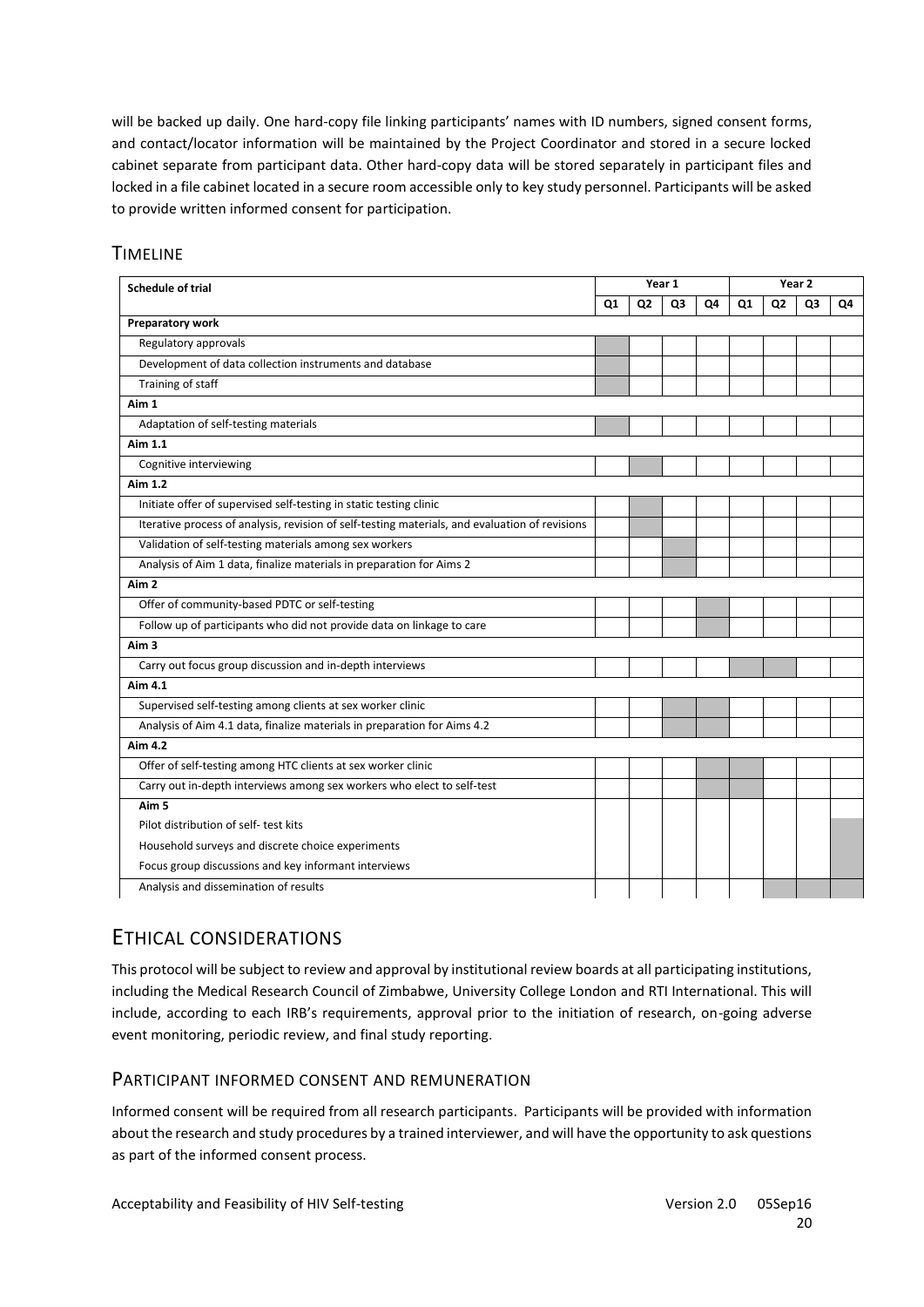will be backed up daily. One hard-copy file linking participants' names with ID numbers, signed consent forms, and contact/locator information will be maintained by the Project Coordinator and stored in a secure locked cabinet separate from participant data. Other hard-copy data will be stored separately in participant files and locked in a file cabinet located in a secure room accessible only to key study personnel. Participants will be asked to provide written informed consent for participation.

## TIMELINE

| Schedule of trial | Year 1 | | | | Year 2 | | | |
|---|---|---|---|---|---|---|---|---|
| | Q1 | Q2 | Q3 | Q4 | Q1 | Q2 | Q3 | Q4 |
| **Preparatory work** | | | | | | | | |
| Regulatory approvals | X | | | | | | | |
| Development of data collection instruments and database | X | | | | | | | |
| Training of staff | X | | | | | | | |
| **Aim 1** | | | | | | | | |
| Adaptation of self-testing materials | X | | | | | | | |
| **Aim 1.1** | | | | | | | | |
| Cognitive interviewing | | X | | | | | | |
| **Aim 1.2** | | | | | | | | |
| Initiate offer of supervised self-testing in static testing clinic | | X | | | | | | |
| Iterative process of analysis, revision of self-testing materials, and evaluation of revisions | | X | | | | | | |
| Validation of self-testing materials among sex workers | | | X | | | | | |
| Analysis of Aim 1 data, finalize materials in preparation for Aims 2 | | | X | | | | | |
| **Aim 2** | | | | | | | | |
| Offer of community-based PDTC or self-testing | | | | X | | | | |
| Follow up of participants who did not provide data on linkage to care | | | | X | | | | |
| **Aim 3** | | | | | | | | |
| Carry out focus group discussion and in-depth interviews | | | | | X | X | | |
| **Aim 4.1** | | | | | | | | |
| Supervised self-testing among clients at sex worker clinic | | | X | X | | | | |
| Analysis of Aim 4.1 data, finalize materials in preparation for Aims 4.2 | | | X | X | | | | |
| **Aim 4.2** | | | | | | | | |
| Offer of self-testing among HTC clients at sex worker clinic | | | | X | X | | | |
| Carry out in-depth interviews among sex workers who elect to self-test | | | | X | X | | | |
| **Aim 5** | | | | | | | | |
| Pilot distribution of self- test kits | | | | | | | | X |
| Household surveys and discrete choice experiments | | | | | | | | X |
| Focus group discussions and key informant interviews | | | | | | | | X |
| Analysis and dissemination of results | | | | | | X | X | X |

# ETHICAL CONSIDERATIONS

This protocol will be subject to review and approval by institutional review boards at all participating institutions, including the Medical Research Council of Zimbabwe, University College London and RTI International. This will include, according to each IRB's requirements, approval prior to the initiation of research, on-going adverse event monitoring, periodic review, and final study reporting.

## PARTICIPANT INFORMED CONSENT AND REMUNERATION

Informed consent will be required from all research participants. Participants will be provided with information about the research and study procedures by a trained interviewer, and will have the opportunity to ask questions as part of the informed consent process.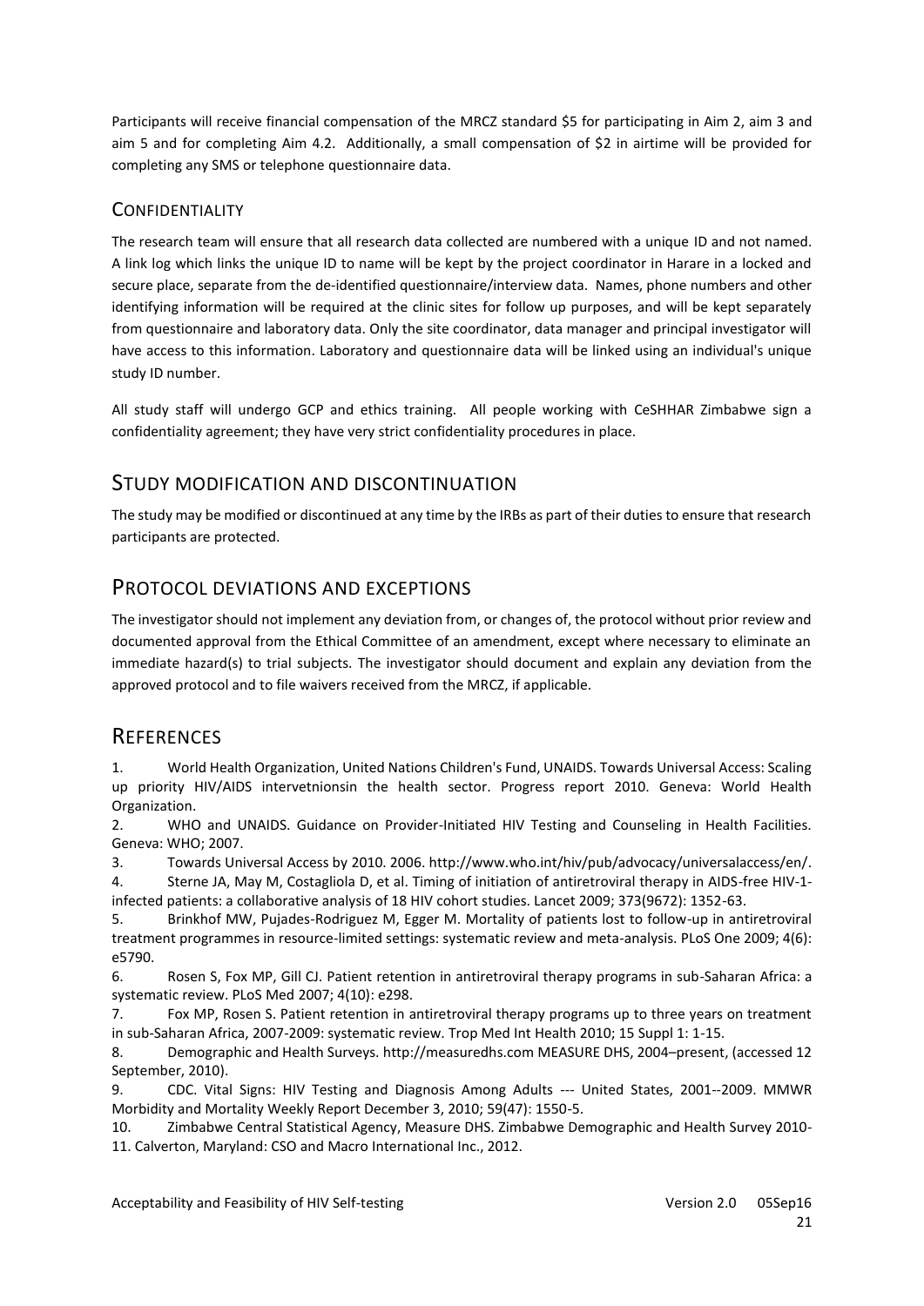Participants will receive financial compensation of the MRCZ standard $5 for participating in Aim 2, aim 3 and aim 5 and for completing Aim 4.2. Additionally, a small compensation of $2 in airtime will be provided for completing any SMS or telephone questionnaire data.

### CONFIDENTIALITY

The research team will ensure that all research data collected are numbered with a unique ID and not named. A link log which links the unique ID to name will be kept by the project coordinator in Harare in a locked and secure place, separate from the de-identified questionnaire/interview data. Names, phone numbers and other identifying information will be required at the clinic sites for follow up purposes, and will be kept separately from questionnaire and laboratory data. Only the site coordinator, data manager and principal investigator will have access to this information. Laboratory and questionnaire data will be linked using an individual's unique study ID number.

All study staff will undergo GCP and ethics training. All people working with CeSHHAR Zimbabwe sign a confidentiality agreement; they have very strict confidentiality procedures in place.

## STUDY MODIFICATION AND DISCONTINUATION

The study may be modified or discontinued at any time by the IRBs as part of their duties to ensure that research participants are protected.

## PROTOCOL DEVIATIONS AND EXCEPTIONS

The investigator should not implement any deviation from, or changes of, the protocol without prior review and documented approval from the Ethical Committee of an amendment, except where necessary to eliminate an immediate hazard(s) to trial subjects. The investigator should document and explain any deviation from the approved protocol and to file waivers received from the MRCZ, if applicable.

## REFERENCES

1. World Health Organization, United Nations Children's Fund, UNAIDS. Towards Universal Access: Scaling up priority HIV/AIDS intervetnionsin the health sector. Progress report 2010. Geneva: World Health Organization.
2. WHO and UNAIDS. Guidance on Provider-Initiated HIV Testing and Counseling in Health Facilities. Geneva: WHO; 2007.
3. Towards Universal Access by 2010. 2006. http://www.who.int/hiv/pub/advocacy/universalaccess/en/.
4. Sterne JA, May M, Costagliola D, et al. Timing of initiation of antiretroviral therapy in AIDS-free HIV-1-infected patients: a collaborative analysis of 18 HIV cohort studies. Lancet 2009; 373(9672): 1352-63.
5. Brinkhof MW, Pujades-Rodriguez M, Egger M. Mortality of patients lost to follow-up in antiretroviral treatment programmes in resource-limited settings: systematic review and meta-analysis. PLoS One 2009; 4(6): e5790.
6. Rosen S, Fox MP, Gill CJ. Patient retention in antiretroviral therapy programs in sub-Saharan Africa: a systematic review. PLoS Med 2007; 4(10): e298.
7. Fox MP, Rosen S. Patient retention in antiretroviral therapy programs up to three years on treatment in sub-Saharan Africa, 2007-2009: systematic review. Trop Med Int Health 2010; 15 Suppl 1: 1-15.
8. Demographic and Health Surveys. http://measuredhs.com MEASURE DHS, 2004–present, (accessed 12 September, 2010).
9. CDC. Vital Signs: HIV Testing and Diagnosis Among Adults --- United States, 2001--2009. MMWR Morbidity and Mortality Weekly Report December 3, 2010; 59(47): 1550-5.
10. Zimbabwe Central Statistical Agency, Measure DHS. Zimbabwe Demographic and Health Survey 2010-11. Calverton, Maryland: CSO and Macro International Inc., 2012.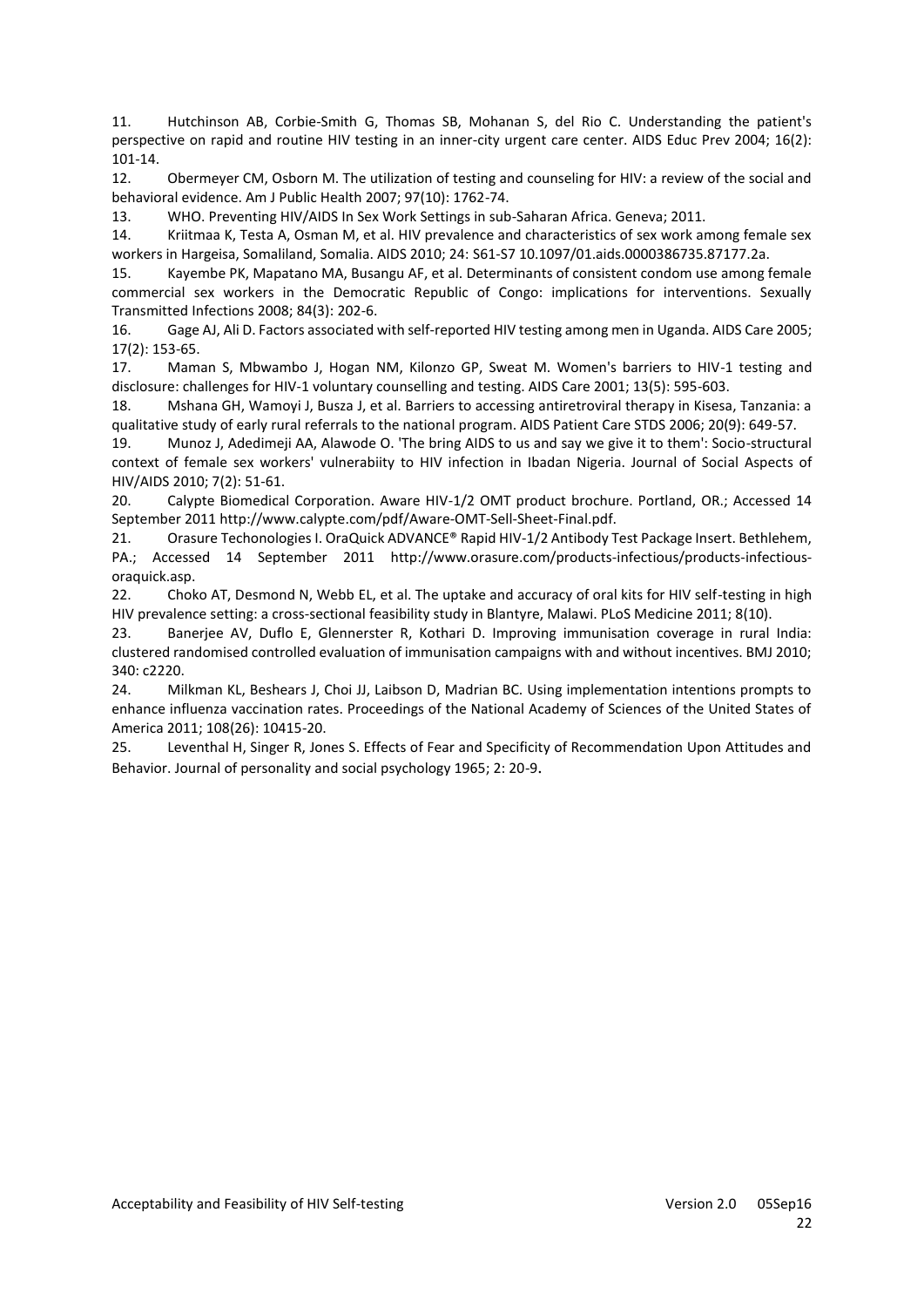11. Hutchinson AB, Corbie-Smith G, Thomas SB, Mohanan S, del Rio C. Understanding the patient's perspective on rapid and routine HIV testing in an inner-city urgent care center. AIDS Educ Prev 2004; 16(2): 101-14.
12. Obermeyer CM, Osborn M. The utilization of testing and counseling for HIV: a review of the social and behavioral evidence. Am J Public Health 2007; 97(10): 1762-74.
13. WHO. Preventing HIV/AIDS In Sex Work Settings in sub-Saharan Africa. Geneva; 2011.
14. Kriitmaa K, Testa A, Osman M, et al. HIV prevalence and characteristics of sex work among female sex workers in Hargeisa, Somaliland, Somalia. AIDS 2010; 24: S61-S7 10.1097/01.aids.0000386735.87177.2a.
15. Kayembe PK, Mapatano MA, Busangu AF, et al. Determinants of consistent condom use among female commercial sex workers in the Democratic Republic of Congo: implications for interventions. Sexually Transmitted Infections 2008; 84(3): 202-6.
16. Gage AJ, Ali D. Factors associated with self-reported HIV testing among men in Uganda. AIDS Care 2005; 17(2): 153-65.
17. Maman S, Mbwambo J, Hogan NM, Kilonzo GP, Sweat M. Women's barriers to HIV-1 testing and disclosure: challenges for HIV-1 voluntary counselling and testing. AIDS Care 2001; 13(5): 595-603.
18. Mshana GH, Wamoyi J, Busza J, et al. Barriers to accessing antiretroviral therapy in Kisesa, Tanzania: a qualitative study of early rural referrals to the national program. AIDS Patient Care STDS 2006; 20(9): 649-57.
19. Munoz J, Adedimeji AA, Alawode O. 'The bring AIDS to us and say we give it to them': Socio-structural context of female sex workers' vulnerabiity to HIV infection in Ibadan Nigeria. Journal of Social Aspects of HIV/AIDS 2010; 7(2): 51-61.
20. Calypte Biomedical Corporation. Aware HIV-1/2 OMT product brochure. Portland, OR.; Accessed 14 September 2011 http://www.calypte.com/pdf/Aware-OMT-Sell-Sheet-Final.pdf.
21. Orasure Techonologies I. OraQuick ADVANCE® Rapid HIV-1/2 Antibody Test Package Insert. Bethlehem, PA.; Accessed 14 September 2011 http://www.orasure.com/products-infectious/products-infectious-oraquick.asp.
22. Choko AT, Desmond N, Webb EL, et al. The uptake and accuracy of oral kits for HIV self-testing in high HIV prevalence setting: a cross-sectional feasibility study in Blantyre, Malawi. PLoS Medicine 2011; 8(10).
23. Banerjee AV, Duflo E, Glennerster R, Kothari D. Improving immunisation coverage in rural India: clustered randomised controlled evaluation of immunisation campaigns with and without incentives. BMJ 2010; 340: c2220.
24. Milkman KL, Beshears J, Choi JJ, Laibson D, Madrian BC. Using implementation intentions prompts to enhance influenza vaccination rates. Proceedings of the National Academy of Sciences of the United States of America 2011; 108(26): 10415-20.
25. Leventhal H, Singer R, Jones S. Effects of Fear and Specificity of Recommendation Upon Attitudes and Behavior. Journal of personality and social psychology 1965; 2: 20-9.